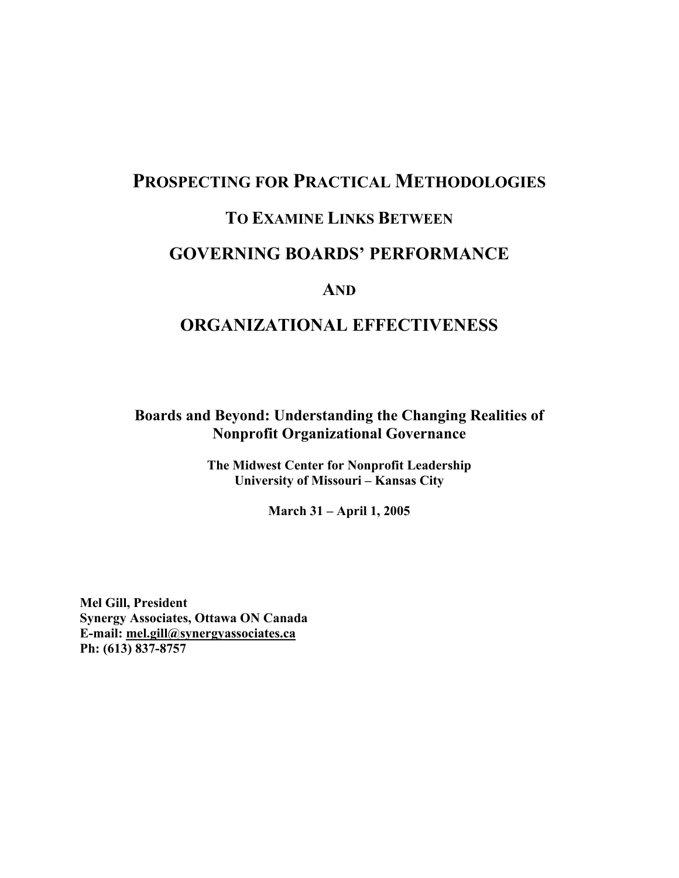# PROSPECTING FOR PRACTICAL METHODOLOGIES

## TO EXAMINE LINKS BETWEEN

# GOVERNING BOARDS' PERFORMANCE

## AND

# ORGANIZATIONAL EFFECTIVENESS

**Boards and Beyond: Understanding the Changing Realities of Nonprofit Organizational Governance**

**The Midwest Center for Nonprofit Leadership**
**University of Missouri – Kansas City**

**March 31 – April 1, 2005**

**Mel Gill, President**
**Synergy Associates, Ottawa ON Canada**
**E-mail: mel.gill@synergyassociates.ca**
**Ph: (613) 837-8757**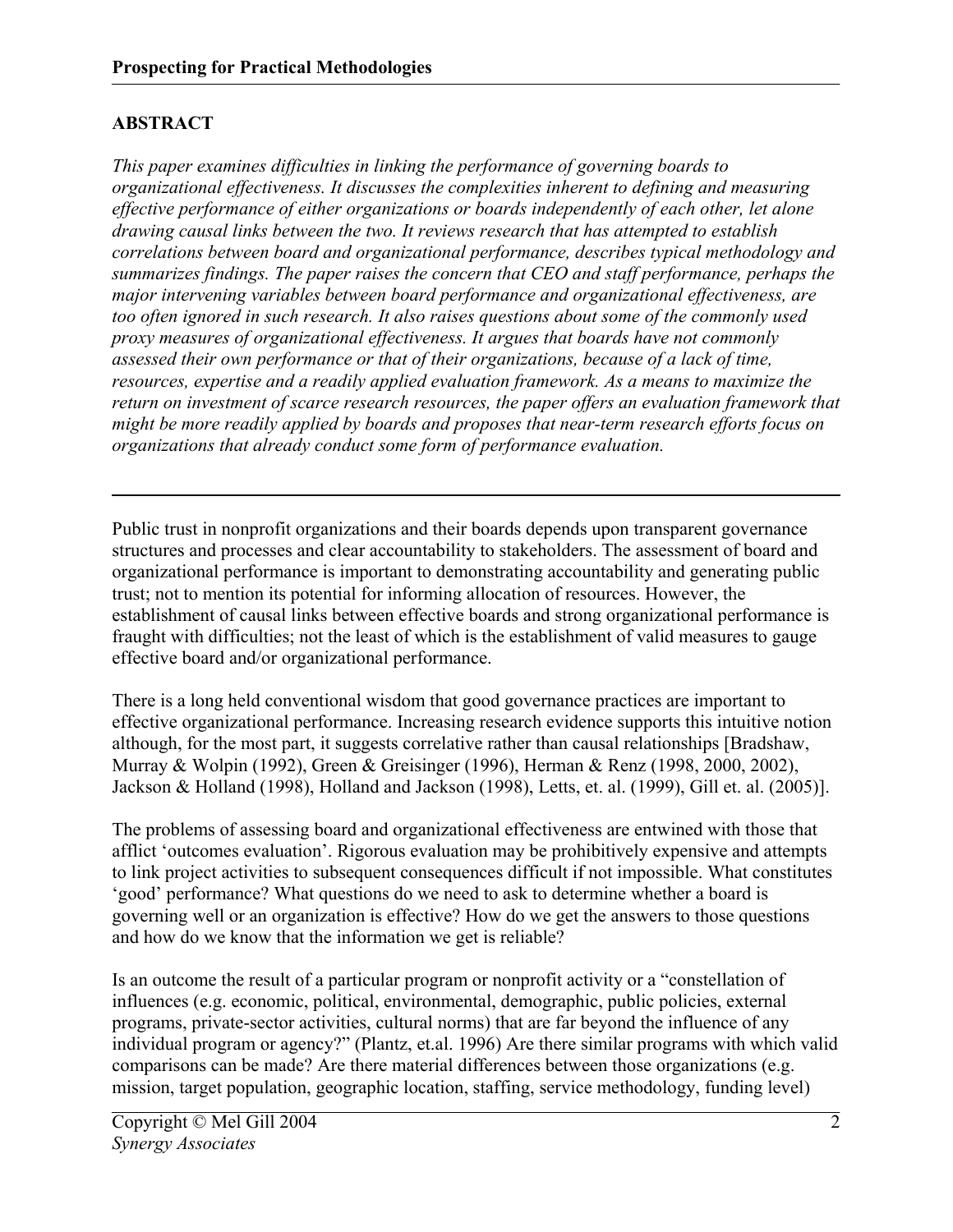## ABSTRACT

*This paper examines difficulties in linking the performance of governing boards to organizational effectiveness. It discusses the complexities inherent to defining and measuring effective performance of either organizations or boards independently of each other, let alone drawing causal links between the two. It reviews research that has attempted to establish correlations between board and organizational performance, describes typical methodology and summarizes findings. The paper raises the concern that CEO and staff performance, perhaps the major intervening variables between board performance and organizational effectiveness, are too often ignored in such research. It also raises questions about some of the commonly used proxy measures of organizational effectiveness. It argues that boards have not commonly assessed their own performance or that of their organizations, because of a lack of time, resources, expertise and a readily applied evaluation framework. As a means to maximize the return on investment of scarce research resources, the paper offers an evaluation framework that might be more readily applied by boards and proposes that near-term research efforts focus on organizations that already conduct some form of performance evaluation.*

---

Public trust in nonprofit organizations and their boards depends upon transparent governance structures and processes and clear accountability to stakeholders. The assessment of board and organizational performance is important to demonstrating accountability and generating public trust; not to mention its potential for informing allocation of resources. However, the establishment of causal links between effective boards and strong organizational performance is fraught with difficulties; not the least of which is the establishment of valid measures to gauge effective board and/or organizational performance.

There is a long held conventional wisdom that good governance practices are important to effective organizational performance. Increasing research evidence supports this intuitive notion although, for the most part, it suggests correlative rather than causal relationships [Bradshaw, Murray & Wolpin (1992), Green & Greisinger (1996), Herman & Renz (1998, 2000, 2002), Jackson & Holland (1998), Holland and Jackson (1998), Letts, et. al. (1999), Gill et. al. (2005)].

The problems of assessing board and organizational effectiveness are entwined with those that afflict 'outcomes evaluation'. Rigorous evaluation may be prohibitively expensive and attempts to link project activities to subsequent consequences difficult if not impossible. What constitutes 'good' performance? What questions do we need to ask to determine whether a board is governing well or an organization is effective? How do we get the answers to those questions and how do we know that the information we get is reliable?

Is an outcome the result of a particular program or nonprofit activity or a "constellation of influences (e.g. economic, political, environmental, demographic, public policies, external programs, private-sector activities, cultural norms) that are far beyond the influence of any individual program or agency?" (Plantz, et.al. 1996) Are there similar programs with which valid comparisons can be made? Are there material differences between those organizations (e.g. mission, target population, geographic location, staffing, service methodology, funding level)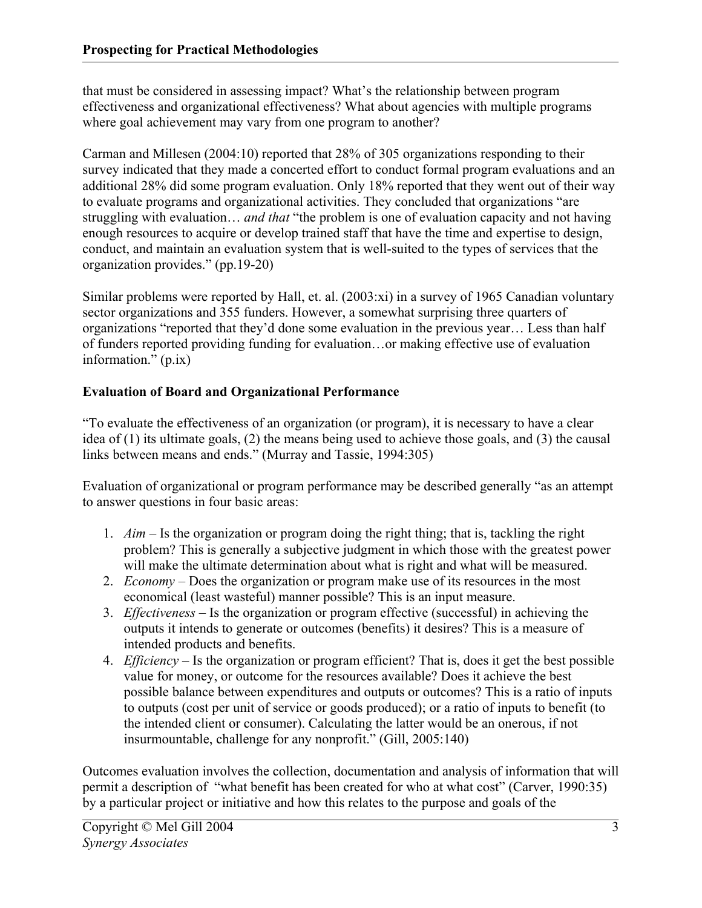that must be considered in assessing impact? What's the relationship between program effectiveness and organizational effectiveness? What about agencies with multiple programs where goal achievement may vary from one program to another?

Carman and Millesen (2004:10) reported that 28% of 305 organizations responding to their survey indicated that they made a concerted effort to conduct formal program evaluations and an additional 28% did some program evaluation. Only 18% reported that they went out of their way to evaluate programs and organizational activities. They concluded that organizations "are struggling with evaluation… *and that* "the problem is one of evaluation capacity and not having enough resources to acquire or develop trained staff that have the time and expertise to design, conduct, and maintain an evaluation system that is well-suited to the types of services that the organization provides." (pp.19-20)

Similar problems were reported by Hall, et. al. (2003:xi) in a survey of 1965 Canadian voluntary sector organizations and 355 funders. However, a somewhat surprising three quarters of organizations "reported that they'd done some evaluation in the previous year… Less than half of funders reported providing funding for evaluation…or making effective use of evaluation information." (p.ix)

**Evaluation of Board and Organizational Performance**

"To evaluate the effectiveness of an organization (or program), it is necessary to have a clear idea of (1) its ultimate goals, (2) the means being used to achieve those goals, and (3) the causal links between means and ends." (Murray and Tassie, 1994:305)

Evaluation of organizational or program performance may be described generally "as an attempt to answer questions in four basic areas:

1. *Aim* – Is the organization or program doing the right thing; that is, tackling the right problem? This is generally a subjective judgment in which those with the greatest power will make the ultimate determination about what is right and what will be measured.
2. *Economy* – Does the organization or program make use of its resources in the most economical (least wasteful) manner possible? This is an input measure.
3. *Effectiveness* – Is the organization or program effective (successful) in achieving the outputs it intends to generate or outcomes (benefits) it desires? This is a measure of intended products and benefits.
4. *Efficiency* – Is the organization or program efficient? That is, does it get the best possible value for money, or outcome for the resources available? Does it achieve the best possible balance between expenditures and outputs or outcomes? This is a ratio of inputs to outputs (cost per unit of service or goods produced); or a ratio of inputs to benefit (to the intended client or consumer). Calculating the latter would be an onerous, if not insurmountable, challenge for any nonprofit." (Gill, 2005:140)

Outcomes evaluation involves the collection, documentation and analysis of information that will permit a description of "what benefit has been created for who at what cost" (Carver, 1990:35) by a particular project or initiative and how this relates to the purpose and goals of the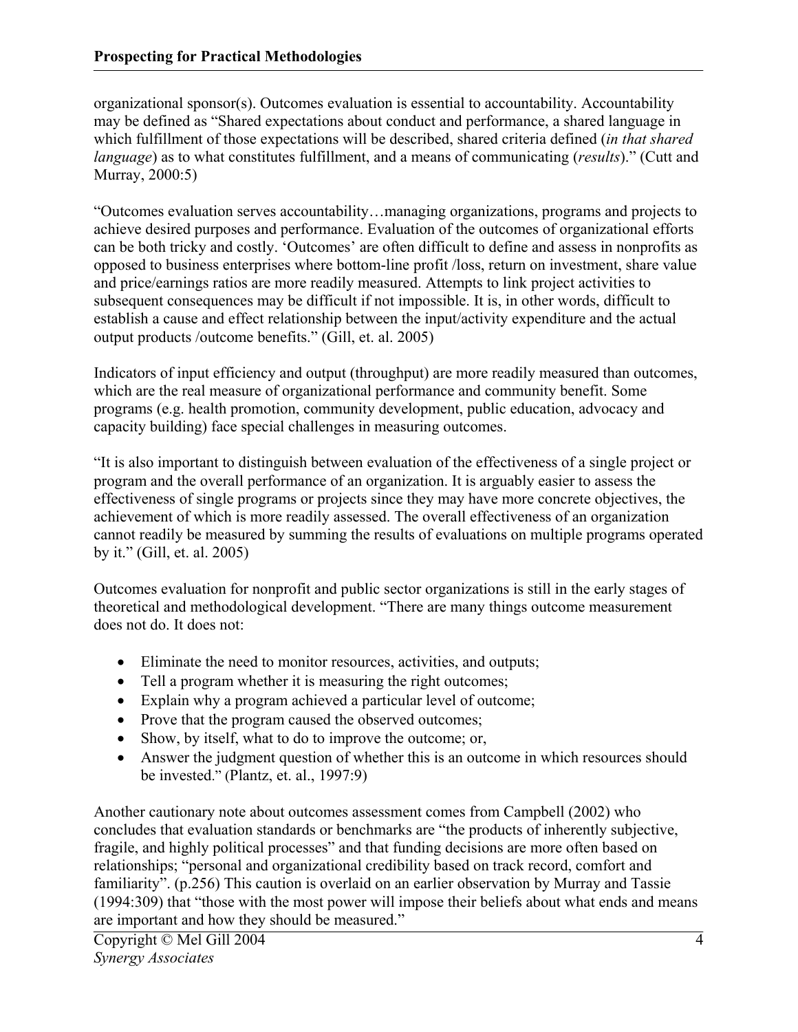organizational sponsor(s). Outcomes evaluation is essential to accountability. Accountability may be defined as "Shared expectations about conduct and performance, a shared language in which fulfillment of those expectations will be described, shared criteria defined (*in that shared language*) as to what constitutes fulfillment, and a means of communicating (*results*)." (Cutt and Murray, 2000:5)

"Outcomes evaluation serves accountability…managing organizations, programs and projects to achieve desired purposes and performance. Evaluation of the outcomes of organizational efforts can be both tricky and costly. 'Outcomes' are often difficult to define and assess in nonprofits as opposed to business enterprises where bottom-line profit /loss, return on investment, share value and price/earnings ratios are more readily measured. Attempts to link project activities to subsequent consequences may be difficult if not impossible. It is, in other words, difficult to establish a cause and effect relationship between the input/activity expenditure and the actual output products /outcome benefits." (Gill, et. al. 2005)

Indicators of input efficiency and output (throughput) are more readily measured than outcomes, which are the real measure of organizational performance and community benefit. Some programs (e.g. health promotion, community development, public education, advocacy and capacity building) face special challenges in measuring outcomes.

"It is also important to distinguish between evaluation of the effectiveness of a single project or program and the overall performance of an organization. It is arguably easier to assess the effectiveness of single programs or projects since they may have more concrete objectives, the achievement of which is more readily assessed. The overall effectiveness of an organization cannot readily be measured by summing the results of evaluations on multiple programs operated by it." (Gill, et. al. 2005)

Outcomes evaluation for nonprofit and public sector organizations is still in the early stages of theoretical and methodological development. "There are many things outcome measurement does not do. It does not:

- Eliminate the need to monitor resources, activities, and outputs;
- Tell a program whether it is measuring the right outcomes;
- Explain why a program achieved a particular level of outcome;
- Prove that the program caused the observed outcomes;
- Show, by itself, what to do to improve the outcome; or,
- Answer the judgment question of whether this is an outcome in which resources should be invested." (Plantz, et. al., 1997:9)

Another cautionary note about outcomes assessment comes from Campbell (2002) who concludes that evaluation standards or benchmarks are "the products of inherently subjective, fragile, and highly political processes" and that funding decisions are more often based on relationships; "personal and organizational credibility based on track record, comfort and familiarity". (p.256) This caution is overlaid on an earlier observation by Murray and Tassie (1994:309) that "those with the most power will impose their beliefs about what ends and means are important and how they should be measured."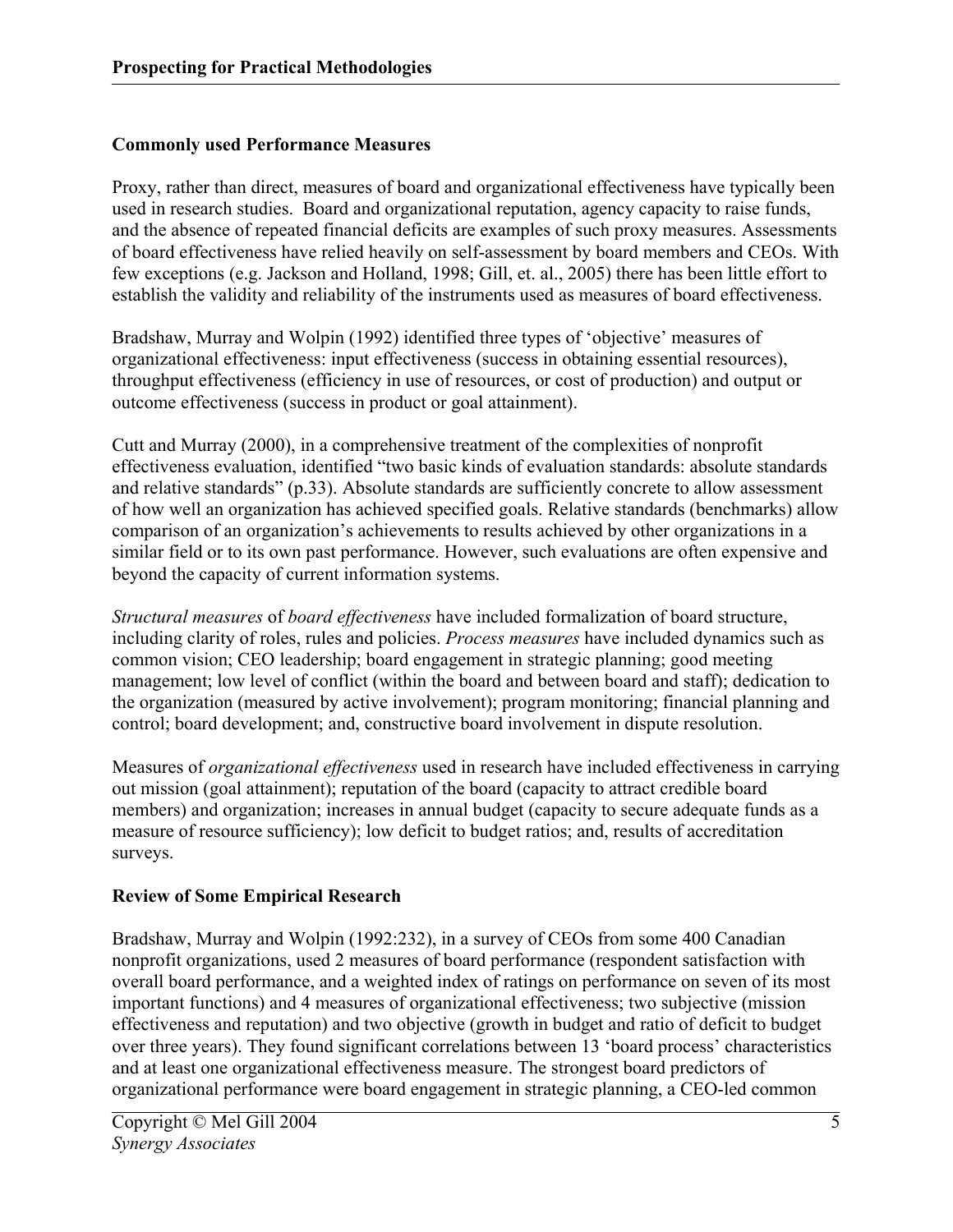## Commonly used Performance Measures

Proxy, rather than direct, measures of board and organizational effectiveness have typically been used in research studies. Board and organizational reputation, agency capacity to raise funds, and the absence of repeated financial deficits are examples of such proxy measures. Assessments of board effectiveness have relied heavily on self-assessment by board members and CEOs. With few exceptions (e.g. Jackson and Holland, 1998; Gill, et. al., 2005) there has been little effort to establish the validity and reliability of the instruments used as measures of board effectiveness.

Bradshaw, Murray and Wolpin (1992) identified three types of 'objective' measures of organizational effectiveness: input effectiveness (success in obtaining essential resources), throughput effectiveness (efficiency in use of resources, or cost of production) and output or outcome effectiveness (success in product or goal attainment).

Cutt and Murray (2000), in a comprehensive treatment of the complexities of nonprofit effectiveness evaluation, identified "two basic kinds of evaluation standards: absolute standards and relative standards" (p.33). Absolute standards are sufficiently concrete to allow assessment of how well an organization has achieved specified goals. Relative standards (benchmarks) allow comparison of an organization's achievements to results achieved by other organizations in a similar field or to its own past performance. However, such evaluations are often expensive and beyond the capacity of current information systems.

*Structural measures* of *board effectiveness* have included formalization of board structure, including clarity of roles, rules and policies. *Process measures* have included dynamics such as common vision; CEO leadership; board engagement in strategic planning; good meeting management; low level of conflict (within the board and between board and staff); dedication to the organization (measured by active involvement); program monitoring; financial planning and control; board development; and, constructive board involvement in dispute resolution.

Measures of *organizational effectiveness* used in research have included effectiveness in carrying out mission (goal attainment); reputation of the board (capacity to attract credible board members) and organization; increases in annual budget (capacity to secure adequate funds as a measure of resource sufficiency); low deficit to budget ratios; and, results of accreditation surveys.

## Review of Some Empirical Research

Bradshaw, Murray and Wolpin (1992:232), in a survey of CEOs from some 400 Canadian nonprofit organizations, used 2 measures of board performance (respondent satisfaction with overall board performance, and a weighted index of ratings on performance on seven of its most important functions) and 4 measures of organizational effectiveness; two subjective (mission effectiveness and reputation) and two objective (growth in budget and ratio of deficit to budget over three years). They found significant correlations between 13 'board process' characteristics and at least one organizational effectiveness measure. The strongest board predictors of organizational performance were board engagement in strategic planning, a CEO-led common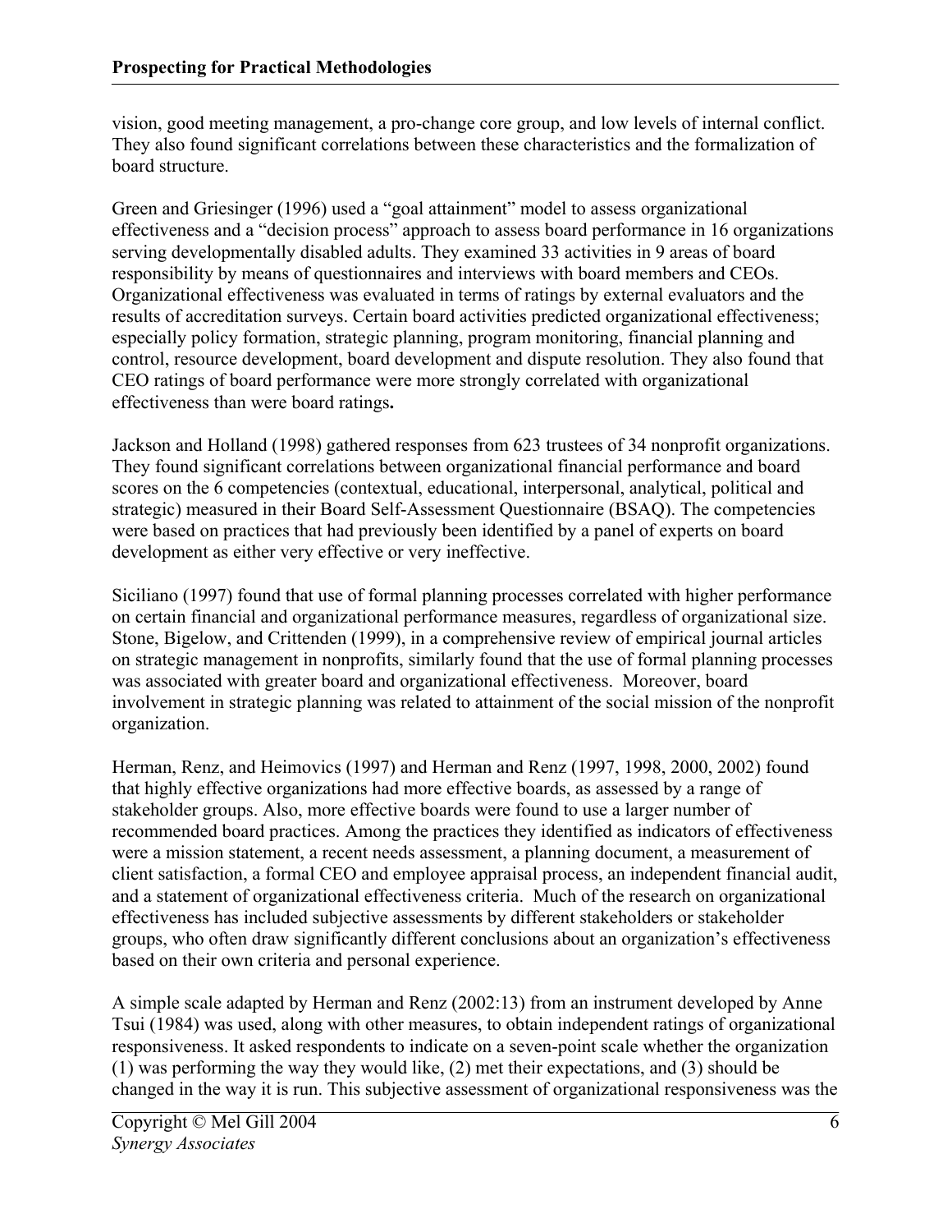vision, good meeting management, a pro-change core group, and low levels of internal conflict. They also found significant correlations between these characteristics and the formalization of board structure.

Green and Griesinger (1996) used a "goal attainment" model to assess organizational effectiveness and a "decision process" approach to assess board performance in 16 organizations serving developmentally disabled adults. They examined 33 activities in 9 areas of board responsibility by means of questionnaires and interviews with board members and CEOs. Organizational effectiveness was evaluated in terms of ratings by external evaluators and the results of accreditation surveys. Certain board activities predicted organizational effectiveness; especially policy formation, strategic planning, program monitoring, financial planning and control, resource development, board development and dispute resolution. They also found that CEO ratings of board performance were more strongly correlated with organizational effectiveness than were board ratings**.**

Jackson and Holland (1998) gathered responses from 623 trustees of 34 nonprofit organizations. They found significant correlations between organizational financial performance and board scores on the 6 competencies (contextual, educational, interpersonal, analytical, political and strategic) measured in their Board Self-Assessment Questionnaire (BSAQ). The competencies were based on practices that had previously been identified by a panel of experts on board development as either very effective or very ineffective.

Siciliano (1997) found that use of formal planning processes correlated with higher performance on certain financial and organizational performance measures, regardless of organizational size. Stone, Bigelow, and Crittenden (1999), in a comprehensive review of empirical journal articles on strategic management in nonprofits, similarly found that the use of formal planning processes was associated with greater board and organizational effectiveness. Moreover, board involvement in strategic planning was related to attainment of the social mission of the nonprofit organization.

Herman, Renz, and Heimovics (1997) and Herman and Renz (1997, 1998, 2000, 2002) found that highly effective organizations had more effective boards, as assessed by a range of stakeholder groups. Also, more effective boards were found to use a larger number of recommended board practices. Among the practices they identified as indicators of effectiveness were a mission statement, a recent needs assessment, a planning document, a measurement of client satisfaction, a formal CEO and employee appraisal process, an independent financial audit, and a statement of organizational effectiveness criteria. Much of the research on organizational effectiveness has included subjective assessments by different stakeholders or stakeholder groups, who often draw significantly different conclusions about an organization's effectiveness based on their own criteria and personal experience.

A simple scale adapted by Herman and Renz (2002:13) from an instrument developed by Anne Tsui (1984) was used, along with other measures, to obtain independent ratings of organizational responsiveness. It asked respondents to indicate on a seven-point scale whether the organization (1) was performing the way they would like, (2) met their expectations, and (3) should be changed in the way it is run. This subjective assessment of organizational responsiveness was the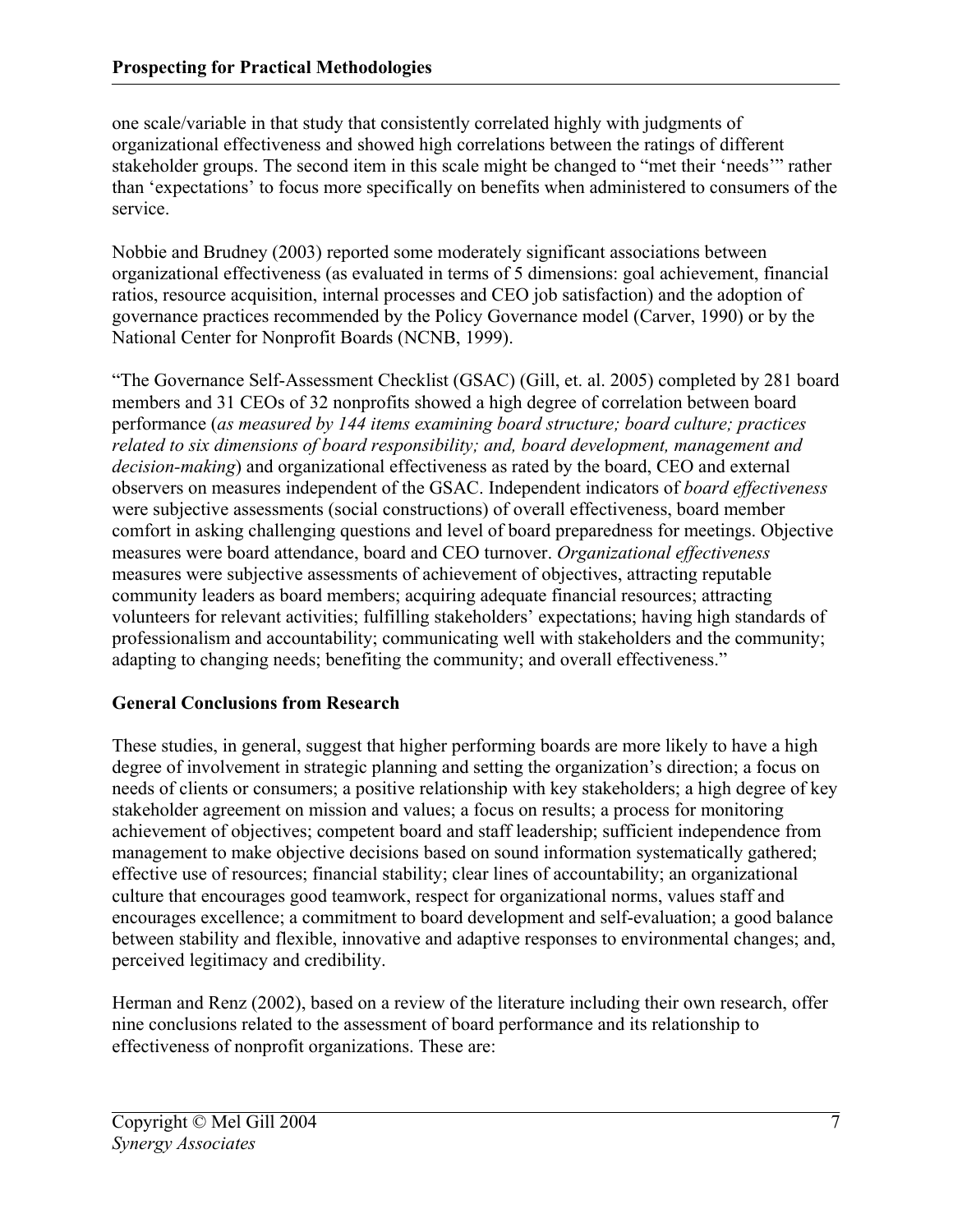one scale/variable in that study that consistently correlated highly with judgments of organizational effectiveness and showed high correlations between the ratings of different stakeholder groups. The second item in this scale might be changed to "met their 'needs'" rather than 'expectations' to focus more specifically on benefits when administered to consumers of the service.

Nobbie and Brudney (2003) reported some moderately significant associations between organizational effectiveness (as evaluated in terms of 5 dimensions: goal achievement, financial ratios, resource acquisition, internal processes and CEO job satisfaction) and the adoption of governance practices recommended by the Policy Governance model (Carver, 1990) or by the National Center for Nonprofit Boards (NCNB, 1999).

"The Governance Self-Assessment Checklist (GSAC) (Gill, et. al. 2005) completed by 281 board members and 31 CEOs of 32 nonprofits showed a high degree of correlation between board performance (*as measured by 144 items examining board structure; board culture; practices related to six dimensions of board responsibility; and, board development, management and decision-making*) and organizational effectiveness as rated by the board, CEO and external observers on measures independent of the GSAC. Independent indicators of *board effectiveness* were subjective assessments (social constructions) of overall effectiveness, board member comfort in asking challenging questions and level of board preparedness for meetings. Objective measures were board attendance, board and CEO turnover. *Organizational effectiveness* measures were subjective assessments of achievement of objectives, attracting reputable community leaders as board members; acquiring adequate financial resources; attracting volunteers for relevant activities; fulfilling stakeholders' expectations; having high standards of professionalism and accountability; communicating well with stakeholders and the community; adapting to changing needs; benefiting the community; and overall effectiveness."

### General Conclusions from Research

These studies, in general, suggest that higher performing boards are more likely to have a high degree of involvement in strategic planning and setting the organization's direction; a focus on needs of clients or consumers; a positive relationship with key stakeholders; a high degree of key stakeholder agreement on mission and values; a focus on results; a process for monitoring achievement of objectives; competent board and staff leadership; sufficient independence from management to make objective decisions based on sound information systematically gathered; effective use of resources; financial stability; clear lines of accountability; an organizational culture that encourages good teamwork, respect for organizational norms, values staff and encourages excellence; a commitment to board development and self-evaluation; a good balance between stability and flexible, innovative and adaptive responses to environmental changes; and, perceived legitimacy and credibility.

Herman and Renz (2002), based on a review of the literature including their own research, offer nine conclusions related to the assessment of board performance and its relationship to effectiveness of nonprofit organizations. These are: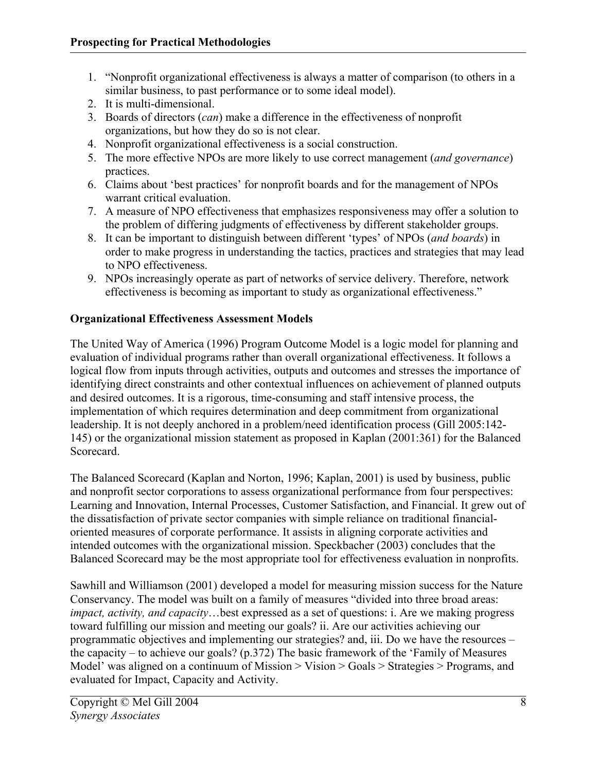1. "Nonprofit organizational effectiveness is always a matter of comparison (to others in a similar business, to past performance or to some ideal model).
2. It is multi-dimensional.
3. Boards of directors (*can*) make a difference in the effectiveness of nonprofit organizations, but how they do so is not clear.
4. Nonprofit organizational effectiveness is a social construction.
5. The more effective NPOs are more likely to use correct management (*and governance*) practices.
6. Claims about 'best practices' for nonprofit boards and for the management of NPOs warrant critical evaluation.
7. A measure of NPO effectiveness that emphasizes responsiveness may offer a solution to the problem of differing judgments of effectiveness by different stakeholder groups.
8. It can be important to distinguish between different 'types' of NPOs (*and boards*) in order to make progress in understanding the tactics, practices and strategies that may lead to NPO effectiveness.
9. NPOs increasingly operate as part of networks of service delivery. Therefore, network effectiveness is becoming as important to study as organizational effectiveness."

**Organizational Effectiveness Assessment Models**

The United Way of America (1996) Program Outcome Model is a logic model for planning and evaluation of individual programs rather than overall organizational effectiveness. It follows a logical flow from inputs through activities, outputs and outcomes and stresses the importance of identifying direct constraints and other contextual influences on achievement of planned outputs and desired outcomes. It is a rigorous, time-consuming and staff intensive process, the implementation of which requires determination and deep commitment from organizational leadership. It is not deeply anchored in a problem/need identification process (Gill 2005:142-145) or the organizational mission statement as proposed in Kaplan (2001:361) for the Balanced Scorecard.

The Balanced Scorecard (Kaplan and Norton, 1996; Kaplan, 2001) is used by business, public and nonprofit sector corporations to assess organizational performance from four perspectives: Learning and Innovation, Internal Processes, Customer Satisfaction, and Financial. It grew out of the dissatisfaction of private sector companies with simple reliance on traditional financial-oriented measures of corporate performance. It assists in aligning corporate activities and intended outcomes with the organizational mission. Speckbacher (2003) concludes that the Balanced Scorecard may be the most appropriate tool for effectiveness evaluation in nonprofits.

Sawhill and Williamson (2001) developed a model for measuring mission success for the Nature Conservancy. The model was built on a family of measures "divided into three broad areas: *impact, activity, and capacity*…best expressed as a set of questions: i. Are we making progress toward fulfilling our mission and meeting our goals? ii. Are our activities achieving our programmatic objectives and implementing our strategies? and, iii. Do we have the resources – the capacity – to achieve our goals? (p.372) The basic framework of the 'Family of Measures Model' was aligned on a continuum of Mission > Vision > Goals > Strategies > Programs, and evaluated for Impact, Capacity and Activity.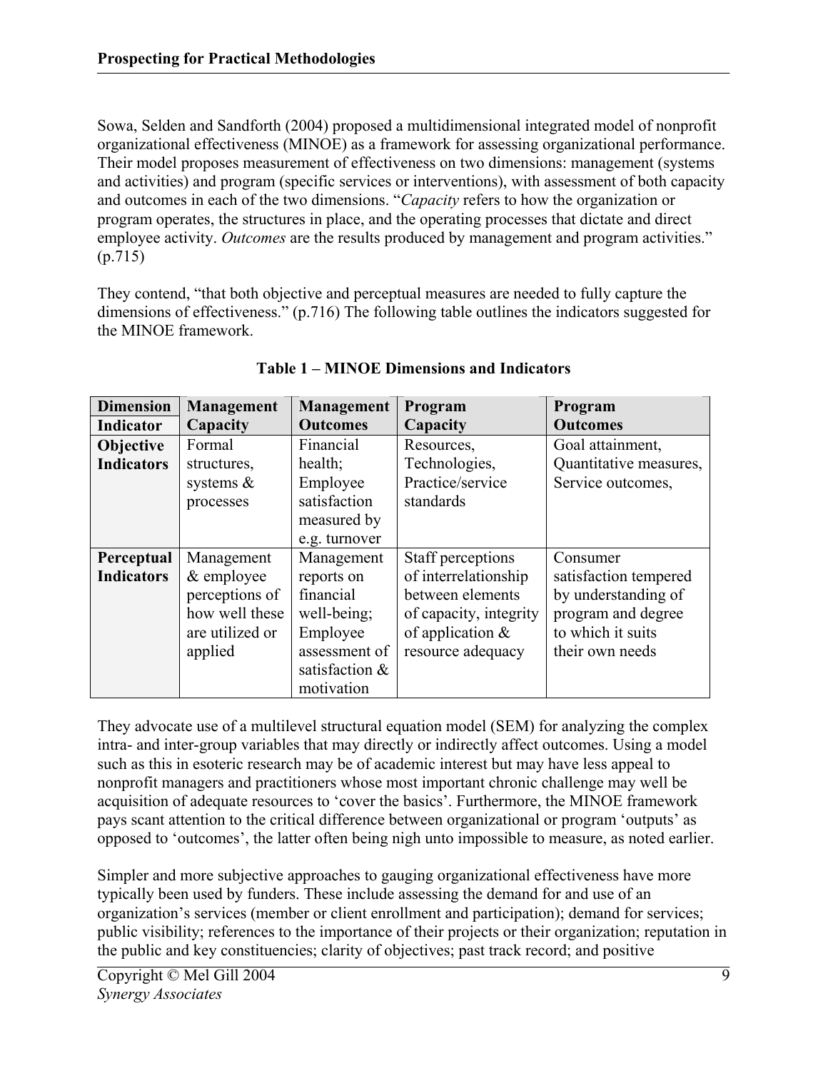Sowa, Selden and Sandforth (2004) proposed a multidimensional integrated model of nonprofit organizational effectiveness (MINOE) as a framework for assessing organizational performance. Their model proposes measurement of effectiveness on two dimensions: management (systems and activities) and program (specific services or interventions), with assessment of both capacity and outcomes in each of the two dimensions. "*Capacity* refers to how the organization or program operates, the structures in place, and the operating processes that dictate and direct employee activity. *Outcomes* are the results produced by management and program activities." (p.715)

They contend, "that both objective and perceptual measures are needed to fully capture the dimensions of effectiveness." (p.716) The following table outlines the indicators suggested for the MINOE framework.

**Table 1 – MINOE Dimensions and Indicators**

| Dimension<br>Indicator | Management Capacity | Management Outcomes | Program Capacity | Program Outcomes |
|---|---|---|---|---|
| **Objective Indicators** | Formal structures, systems & processes | Financial health; Employee satisfaction measured by e.g. turnover | Resources, Technologies, Practice/service standards | Goal attainment, Quantitative measures, Service outcomes, |
| **Perceptual Indicators** | Management & employee perceptions of how well these are utilized or applied | Management reports on financial well-being; Employee assessment of satisfaction & motivation | Staff perceptions of interrelationship between elements of capacity, integrity of application & resource adequacy | Consumer satisfaction tempered by understanding of program and degree to which it suits their own needs |

They advocate use of a multilevel structural equation model (SEM) for analyzing the complex intra- and inter-group variables that may directly or indirectly affect outcomes. Using a model such as this in esoteric research may be of academic interest but may have less appeal to nonprofit managers and practitioners whose most important chronic challenge may well be acquisition of adequate resources to 'cover the basics'. Furthermore, the MINOE framework pays scant attention to the critical difference between organizational or program 'outputs' as opposed to 'outcomes', the latter often being nigh unto impossible to measure, as noted earlier.

Simpler and more subjective approaches to gauging organizational effectiveness have more typically been used by funders. These include assessing the demand for and use of an organization's services (member or client enrollment and participation); demand for services; public visibility; references to the importance of their projects or their organization; reputation in the public and key constituencies; clarity of objectives; past track record; and positive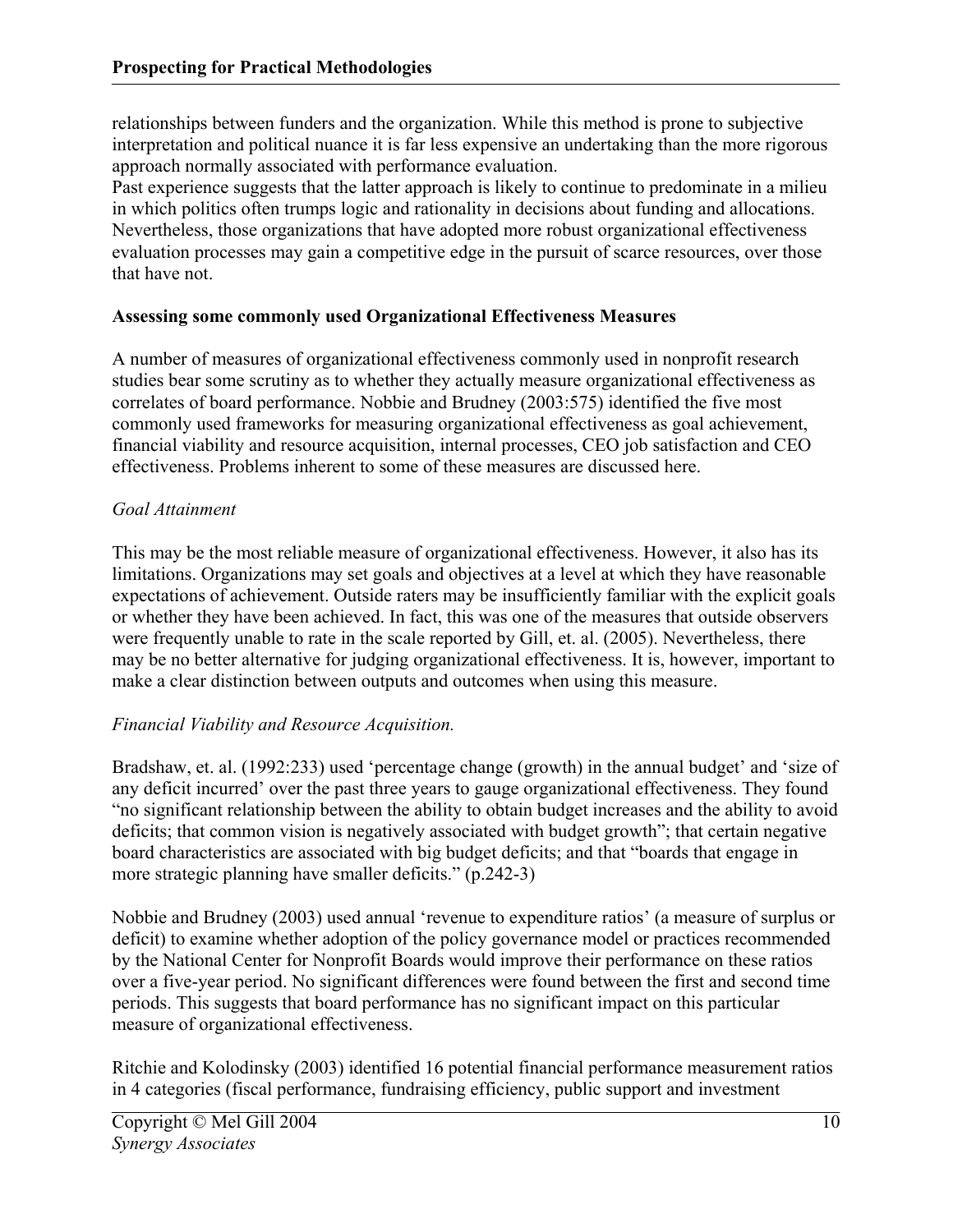relationships between funders and the organization. While this method is prone to subjective interpretation and political nuance it is far less expensive an undertaking than the more rigorous approach normally associated with performance evaluation.

Past experience suggests that the latter approach is likely to continue to predominate in a milieu in which politics often trumps logic and rationality in decisions about funding and allocations. Nevertheless, those organizations that have adopted more robust organizational effectiveness evaluation processes may gain a competitive edge in the pursuit of scarce resources, over those that have not.

**Assessing some commonly used Organizational Effectiveness Measures**

A number of measures of organizational effectiveness commonly used in nonprofit research studies bear some scrutiny as to whether they actually measure organizational effectiveness as correlates of board performance. Nobbie and Brudney (2003:575) identified the five most commonly used frameworks for measuring organizational effectiveness as goal achievement, financial viability and resource acquisition, internal processes, CEO job satisfaction and CEO effectiveness. Problems inherent to some of these measures are discussed here.

*Goal Attainment*

This may be the most reliable measure of organizational effectiveness. However, it also has its limitations. Organizations may set goals and objectives at a level at which they have reasonable expectations of achievement. Outside raters may be insufficiently familiar with the explicit goals or whether they have been achieved. In fact, this was one of the measures that outside observers were frequently unable to rate in the scale reported by Gill, et. al. (2005). Nevertheless, there may be no better alternative for judging organizational effectiveness. It is, however, important to make a clear distinction between outputs and outcomes when using this measure.

*Financial Viability and Resource Acquisition.*

Bradshaw, et. al. (1992:233) used 'percentage change (growth) in the annual budget' and 'size of any deficit incurred' over the past three years to gauge organizational effectiveness. They found "no significant relationship between the ability to obtain budget increases and the ability to avoid deficits; that common vision is negatively associated with budget growth"; that certain negative board characteristics are associated with big budget deficits; and that "boards that engage in more strategic planning have smaller deficits." (p.242-3)

Nobbie and Brudney (2003) used annual 'revenue to expenditure ratios' (a measure of surplus or deficit) to examine whether adoption of the policy governance model or practices recommended by the National Center for Nonprofit Boards would improve their performance on these ratios over a five-year period. No significant differences were found between the first and second time periods. This suggests that board performance has no significant impact on this particular measure of organizational effectiveness.

Ritchie and Kolodinsky (2003) identified 16 potential financial performance measurement ratios in 4 categories (fiscal performance, fundraising efficiency, public support and investment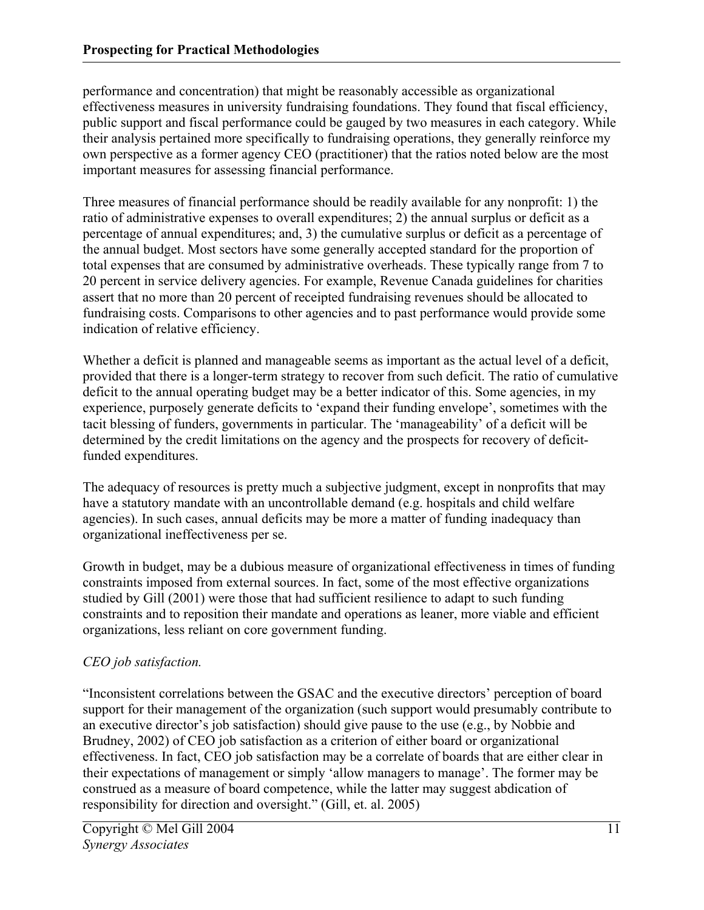performance and concentration) that might be reasonably accessible as organizational effectiveness measures in university fundraising foundations. They found that fiscal efficiency, public support and fiscal performance could be gauged by two measures in each category. While their analysis pertained more specifically to fundraising operations, they generally reinforce my own perspective as a former agency CEO (practitioner) that the ratios noted below are the most important measures for assessing financial performance.

Three measures of financial performance should be readily available for any nonprofit: 1) the ratio of administrative expenses to overall expenditures; 2) the annual surplus or deficit as a percentage of annual expenditures; and, 3) the cumulative surplus or deficit as a percentage of the annual budget. Most sectors have some generally accepted standard for the proportion of total expenses that are consumed by administrative overheads. These typically range from 7 to 20 percent in service delivery agencies. For example, Revenue Canada guidelines for charities assert that no more than 20 percent of receipted fundraising revenues should be allocated to fundraising costs. Comparisons to other agencies and to past performance would provide some indication of relative efficiency.

Whether a deficit is planned and manageable seems as important as the actual level of a deficit, provided that there is a longer-term strategy to recover from such deficit. The ratio of cumulative deficit to the annual operating budget may be a better indicator of this. Some agencies, in my experience, purposely generate deficits to 'expand their funding envelope', sometimes with the tacit blessing of funders, governments in particular. The 'manageability' of a deficit will be determined by the credit limitations on the agency and the prospects for recovery of deficit-funded expenditures.

The adequacy of resources is pretty much a subjective judgment, except in nonprofits that may have a statutory mandate with an uncontrollable demand (e.g. hospitals and child welfare agencies). In such cases, annual deficits may be more a matter of funding inadequacy than organizational ineffectiveness per se.

Growth in budget, may be a dubious measure of organizational effectiveness in times of funding constraints imposed from external sources. In fact, some of the most effective organizations studied by Gill (2001) were those that had sufficient resilience to adapt to such funding constraints and to reposition their mandate and operations as leaner, more viable and efficient organizations, less reliant on core government funding.

*CEO job satisfaction.*

"Inconsistent correlations between the GSAC and the executive directors' perception of board support for their management of the organization (such support would presumably contribute to an executive director's job satisfaction) should give pause to the use (e.g., by Nobbie and Brudney, 2002) of CEO job satisfaction as a criterion of either board or organizational effectiveness. In fact, CEO job satisfaction may be a correlate of boards that are either clear in their expectations of management or simply 'allow managers to manage'. The former may be construed as a measure of board competence, while the latter may suggest abdication of responsibility for direction and oversight." (Gill, et. al. 2005)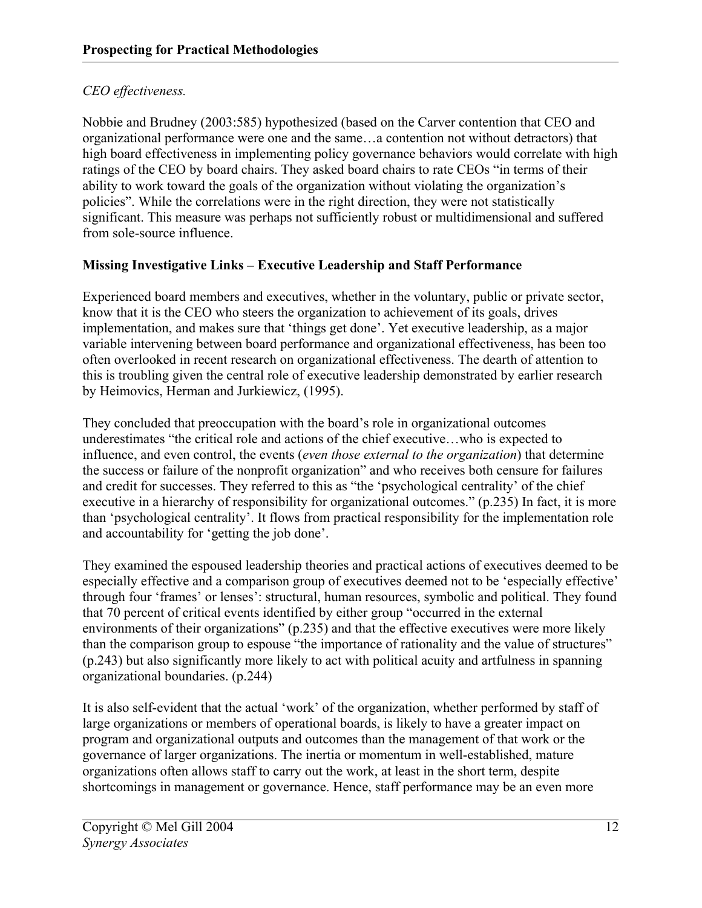*CEO effectiveness.*

Nobbie and Brudney (2003:585) hypothesized (based on the Carver contention that CEO and organizational performance were one and the same…a contention not without detractors) that high board effectiveness in implementing policy governance behaviors would correlate with high ratings of the CEO by board chairs. They asked board chairs to rate CEOs "in terms of their ability to work toward the goals of the organization without violating the organization's policies". While the correlations were in the right direction, they were not statistically significant. This measure was perhaps not sufficiently robust or multidimensional and suffered from sole-source influence.

**Missing Investigative Links – Executive Leadership and Staff Performance**

Experienced board members and executives, whether in the voluntary, public or private sector, know that it is the CEO who steers the organization to achievement of its goals, drives implementation, and makes sure that 'things get done'. Yet executive leadership, as a major variable intervening between board performance and organizational effectiveness, has been too often overlooked in recent research on organizational effectiveness. The dearth of attention to this is troubling given the central role of executive leadership demonstrated by earlier research by Heimovics, Herman and Jurkiewicz, (1995).

They concluded that preoccupation with the board's role in organizational outcomes underestimates "the critical role and actions of the chief executive…who is expected to influence, and even control, the events (*even those external to the organization*) that determine the success or failure of the nonprofit organization" and who receives both censure for failures and credit for successes. They referred to this as "the 'psychological centrality' of the chief executive in a hierarchy of responsibility for organizational outcomes." (p.235) In fact, it is more than 'psychological centrality'. It flows from practical responsibility for the implementation role and accountability for 'getting the job done'.

They examined the espoused leadership theories and practical actions of executives deemed to be especially effective and a comparison group of executives deemed not to be 'especially effective' through four 'frames' or lenses': structural, human resources, symbolic and political. They found that 70 percent of critical events identified by either group "occurred in the external environments of their organizations" (p.235) and that the effective executives were more likely than the comparison group to espouse "the importance of rationality and the value of structures" (p.243) but also significantly more likely to act with political acuity and artfulness in spanning organizational boundaries. (p.244)

It is also self-evident that the actual 'work' of the organization, whether performed by staff of large organizations or members of operational boards, is likely to have a greater impact on program and organizational outputs and outcomes than the management of that work or the governance of larger organizations. The inertia or momentum in well-established, mature organizations often allows staff to carry out the work, at least in the short term, despite shortcomings in management or governance. Hence, staff performance may be an even more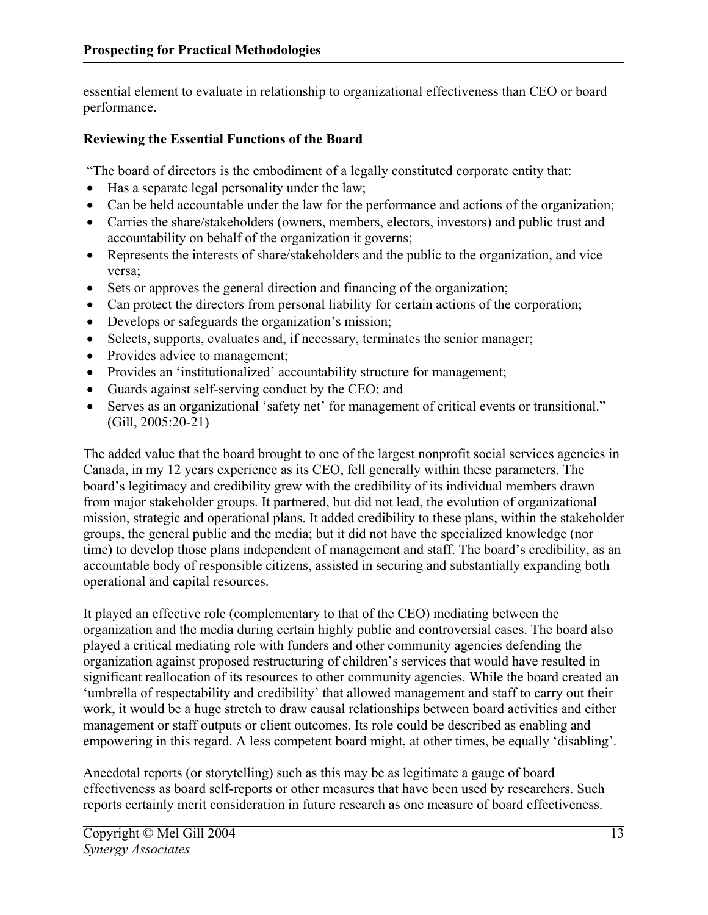essential element to evaluate in relationship to organizational effectiveness than CEO or board performance.

**Reviewing the Essential Functions of the Board**

"The board of directors is the embodiment of a legally constituted corporate entity that:

- Has a separate legal personality under the law;
- Can be held accountable under the law for the performance and actions of the organization;
- Carries the share/stakeholders (owners, members, electors, investors) and public trust and accountability on behalf of the organization it governs;
- Represents the interests of share/stakeholders and the public to the organization, and vice versa;
- Sets or approves the general direction and financing of the organization;
- Can protect the directors from personal liability for certain actions of the corporation;
- Develops or safeguards the organization's mission;
- Selects, supports, evaluates and, if necessary, terminates the senior manager;
- Provides advice to management;
- Provides an 'institutionalized' accountability structure for management;
- Guards against self-serving conduct by the CEO; and
- Serves as an organizational 'safety net' for management of critical events or transitional." (Gill, 2005:20-21)

The added value that the board brought to one of the largest nonprofit social services agencies in Canada, in my 12 years experience as its CEO, fell generally within these parameters. The board's legitimacy and credibility grew with the credibility of its individual members drawn from major stakeholder groups. It partnered, but did not lead, the evolution of organizational mission, strategic and operational plans. It added credibility to these plans, within the stakeholder groups, the general public and the media; but it did not have the specialized knowledge (nor time) to develop those plans independent of management and staff. The board's credibility, as an accountable body of responsible citizens, assisted in securing and substantially expanding both operational and capital resources.

It played an effective role (complementary to that of the CEO) mediating between the organization and the media during certain highly public and controversial cases. The board also played a critical mediating role with funders and other community agencies defending the organization against proposed restructuring of children's services that would have resulted in significant reallocation of its resources to other community agencies. While the board created an 'umbrella of respectability and credibility' that allowed management and staff to carry out their work, it would be a huge stretch to draw causal relationships between board activities and either management or staff outputs or client outcomes. Its role could be described as enabling and empowering in this regard. A less competent board might, at other times, be equally 'disabling'.

Anecdotal reports (or storytelling) such as this may be as legitimate a gauge of board effectiveness as board self-reports or other measures that have been used by researchers. Such reports certainly merit consideration in future research as one measure of board effectiveness.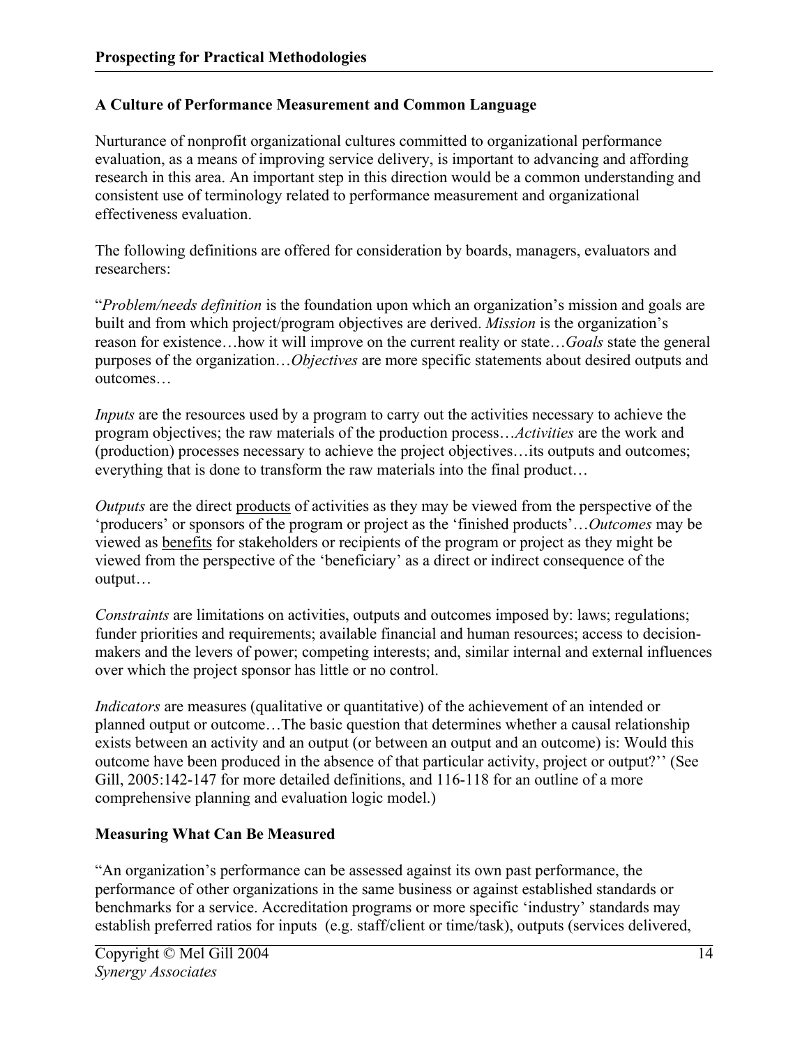**A Culture of Performance Measurement and Common Language**

Nurturance of nonprofit organizational cultures committed to organizational performance evaluation, as a means of improving service delivery, is important to advancing and affording research in this area. An important step in this direction would be a common understanding and consistent use of terminology related to performance measurement and organizational effectiveness evaluation.

The following definitions are offered for consideration by boards, managers, evaluators and researchers:

"*Problem/needs definition* is the foundation upon which an organization's mission and goals are built and from which project/program objectives are derived. *Mission* is the organization's reason for existence…how it will improve on the current reality or state…*Goals* state the general purposes of the organization…*Objectives* are more specific statements about desired outputs and outcomes…

*Inputs* are the resources used by a program to carry out the activities necessary to achieve the program objectives; the raw materials of the production process…*Activities* are the work and (production) processes necessary to achieve the project objectives…its outputs and outcomes; everything that is done to transform the raw materials into the final product…

*Outputs* are the direct <u>products</u> of activities as they may be viewed from the perspective of the 'producers' or sponsors of the program or project as the 'finished products'…*Outcomes* may be viewed as <u>benefits</u> for stakeholders or recipients of the program or project as they might be viewed from the perspective of the 'beneficiary' as a direct or indirect consequence of the output…

*Constraints* are limitations on activities, outputs and outcomes imposed by: laws; regulations; funder priorities and requirements; available financial and human resources; access to decision-makers and the levers of power; competing interests; and, similar internal and external influences over which the project sponsor has little or no control.

*Indicators* are measures (qualitative or quantitative) of the achievement of an intended or planned output or outcome…The basic question that determines whether a causal relationship exists between an activity and an output (or between an output and an outcome) is: Would this outcome have been produced in the absence of that particular activity, project or output?'' (See Gill, 2005:142-147 for more detailed definitions, and 116-118 for an outline of a more comprehensive planning and evaluation logic model.)

**Measuring What Can Be Measured**

"An organization's performance can be assessed against its own past performance, the performance of other organizations in the same business or against established standards or benchmarks for a service. Accreditation programs or more specific 'industry' standards may establish preferred ratios for inputs (e.g. staff/client or time/task), outputs (services delivered,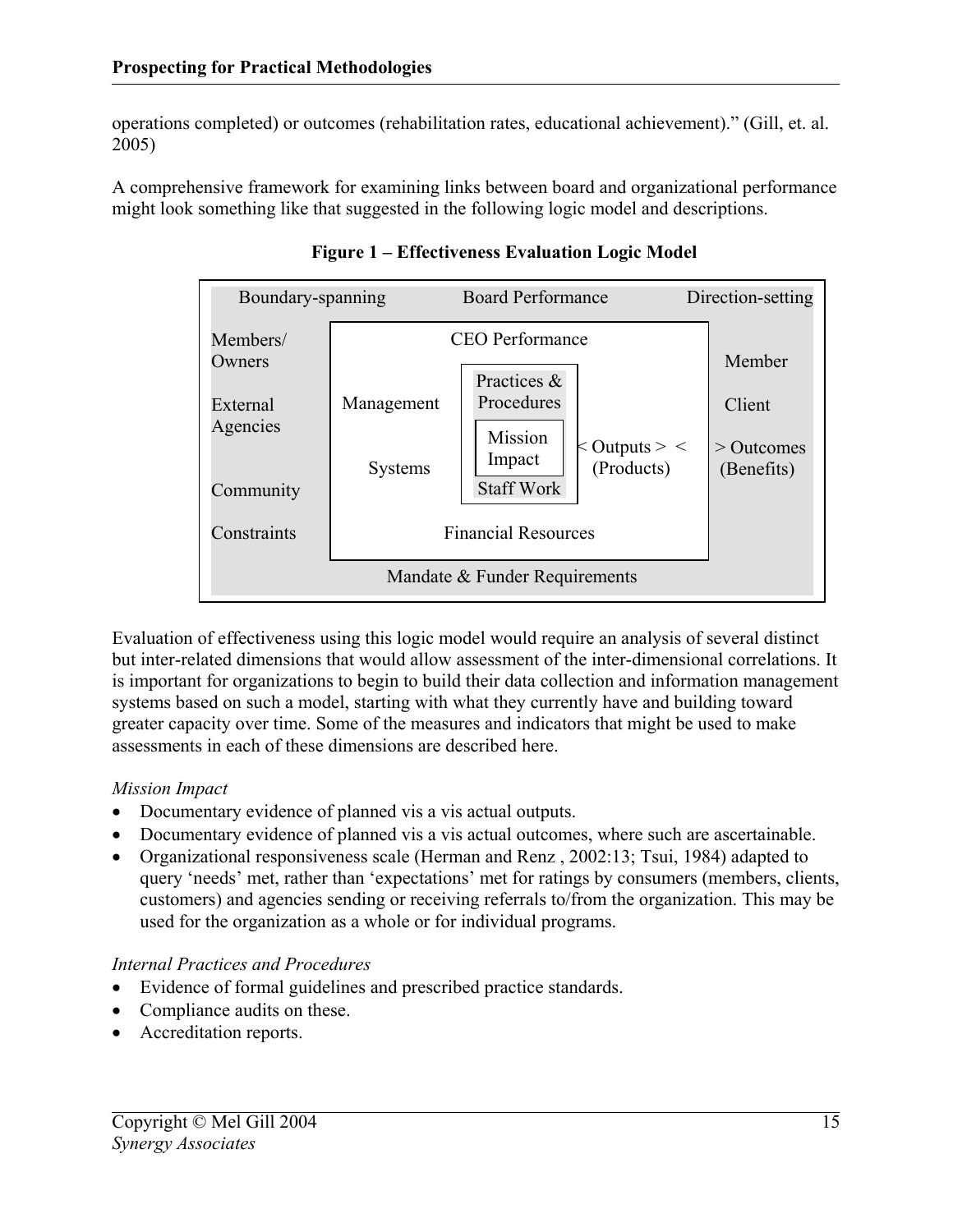operations completed) or outcomes (rehabilitation rates, educational achievement).” (Gill, et. al. 2005)

A comprehensive framework for examining links between board and organizational performance might look something like that suggested in the following logic model and descriptions.

**Figure 1 – Effectiveness Evaluation Logic Model**

Boundary-spanning Board Performance Direction-setting

Members/ Owners

External Agencies

Community

Constraints

CEO Performance

Management

Systems

Practices & Procedures

Mission Impact

Staff Work

< Outputs > < (Products)

Financial Resources

Member

Client

> Outcomes (Benefits)

Mandate & Funder Requirements

Evaluation of effectiveness using this logic model would require an analysis of several distinct but inter-related dimensions that would allow assessment of the inter-dimensional correlations. It is important for organizations to begin to build their data collection and information management systems based on such a model, starting with what they currently have and building toward greater capacity over time. Some of the measures and indicators that might be used to make assessments in each of these dimensions are described here.

*Mission Impact*

- Documentary evidence of planned vis a vis actual outputs.
- Documentary evidence of planned vis a vis actual outcomes, where such are ascertainable.
- Organizational responsiveness scale (Herman and Renz , 2002:13; Tsui, 1984) adapted to query ‘needs’ met, rather than ‘expectations’ met for ratings by consumers (members, clients, customers) and agencies sending or receiving referrals to/from the organization. This may be used for the organization as a whole or for individual programs.

*Internal Practices and Procedures*

- Evidence of formal guidelines and prescribed practice standards.
- Compliance audits on these.
- Accreditation reports.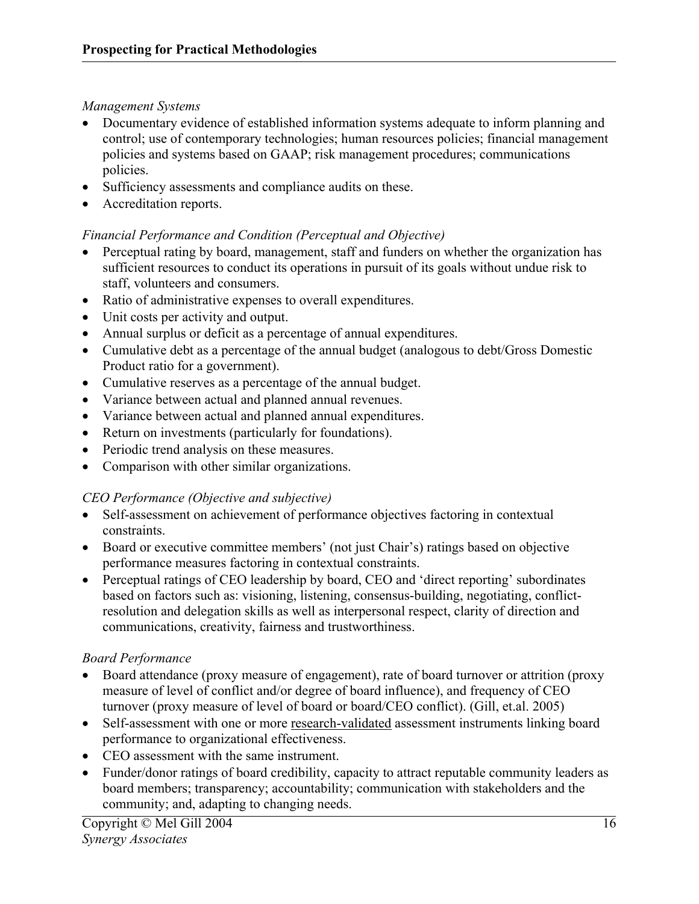*Management Systems*

- Documentary evidence of established information systems adequate to inform planning and control; use of contemporary technologies; human resources policies; financial management policies and systems based on GAAP; risk management procedures; communications policies.
- Sufficiency assessments and compliance audits on these.
- Accreditation reports.

*Financial Performance and Condition (Perceptual and Objective)*

- Perceptual rating by board, management, staff and funders on whether the organization has sufficient resources to conduct its operations in pursuit of its goals without undue risk to staff, volunteers and consumers.
- Ratio of administrative expenses to overall expenditures.
- Unit costs per activity and output.
- Annual surplus or deficit as a percentage of annual expenditures.
- Cumulative debt as a percentage of the annual budget (analogous to debt/Gross Domestic Product ratio for a government).
- Cumulative reserves as a percentage of the annual budget.
- Variance between actual and planned annual revenues.
- Variance between actual and planned annual expenditures.
- Return on investments (particularly for foundations).
- Periodic trend analysis on these measures.
- Comparison with other similar organizations.

*CEO Performance (Objective and subjective)*

- Self-assessment on achievement of performance objectives factoring in contextual constraints.
- Board or executive committee members' (not just Chair's) ratings based on objective performance measures factoring in contextual constraints.
- Perceptual ratings of CEO leadership by board, CEO and 'direct reporting' subordinates based on factors such as: visioning, listening, consensus-building, negotiating, conflict-resolution and delegation skills as well as interpersonal respect, clarity of direction and communications, creativity, fairness and trustworthiness.

*Board Performance*

- Board attendance (proxy measure of engagement), rate of board turnover or attrition (proxy measure of level of conflict and/or degree of board influence), and frequency of CEO turnover (proxy measure of level of board or board/CEO conflict). (Gill, et.al. 2005)
- Self-assessment with one or more <u>research-validated</u> assessment instruments linking board performance to organizational effectiveness.
- CEO assessment with the same instrument.
- Funder/donor ratings of board credibility, capacity to attract reputable community leaders as board members; transparency; accountability; communication with stakeholders and the community; and, adapting to changing needs.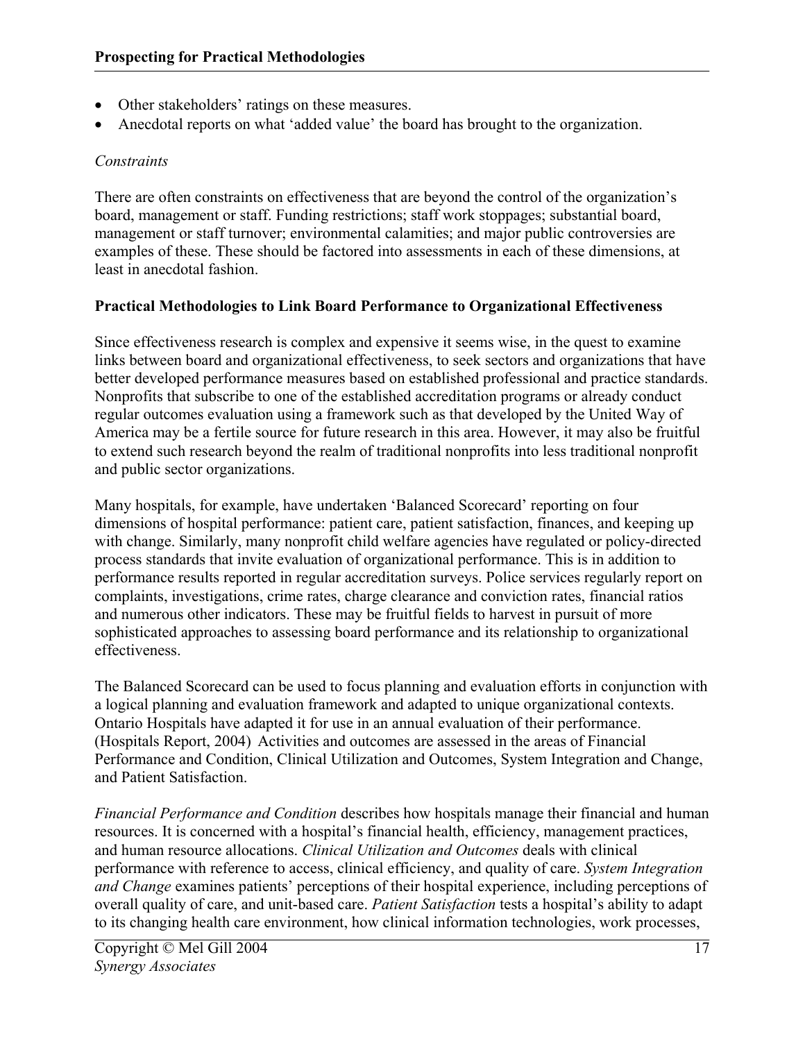- Other stakeholders' ratings on these measures.
- Anecdotal reports on what 'added value' the board has brought to the organization.

*Constraints*

There are often constraints on effectiveness that are beyond the control of the organization's board, management or staff. Funding restrictions; staff work stoppages; substantial board, management or staff turnover; environmental calamities; and major public controversies are examples of these. These should be factored into assessments in each of these dimensions, at least in anecdotal fashion.

**Practical Methodologies to Link Board Performance to Organizational Effectiveness**

Since effectiveness research is complex and expensive it seems wise, in the quest to examine links between board and organizational effectiveness, to seek sectors and organizations that have better developed performance measures based on established professional and practice standards. Nonprofits that subscribe to one of the established accreditation programs or already conduct regular outcomes evaluation using a framework such as that developed by the United Way of America may be a fertile source for future research in this area. However, it may also be fruitful to extend such research beyond the realm of traditional nonprofits into less traditional nonprofit and public sector organizations.

Many hospitals, for example, have undertaken 'Balanced Scorecard' reporting on four dimensions of hospital performance: patient care, patient satisfaction, finances, and keeping up with change. Similarly, many nonprofit child welfare agencies have regulated or policy-directed process standards that invite evaluation of organizational performance. This is in addition to performance results reported in regular accreditation surveys. Police services regularly report on complaints, investigations, crime rates, charge clearance and conviction rates, financial ratios and numerous other indicators. These may be fruitful fields to harvest in pursuit of more sophisticated approaches to assessing board performance and its relationship to organizational effectiveness.

The Balanced Scorecard can be used to focus planning and evaluation efforts in conjunction with a logical planning and evaluation framework and adapted to unique organizational contexts. Ontario Hospitals have adapted it for use in an annual evaluation of their performance. (Hospitals Report, 2004) Activities and outcomes are assessed in the areas of Financial Performance and Condition, Clinical Utilization and Outcomes, System Integration and Change, and Patient Satisfaction.

*Financial Performance and Condition* describes how hospitals manage their financial and human resources. It is concerned with a hospital's financial health, efficiency, management practices, and human resource allocations. *Clinical Utilization and Outcomes* deals with clinical performance with reference to access, clinical efficiency, and quality of care. *System Integration and Change* examines patients' perceptions of their hospital experience, including perceptions of overall quality of care, and unit-based care. *Patient Satisfaction* tests a hospital's ability to adapt to its changing health care environment, how clinical information technologies, work processes,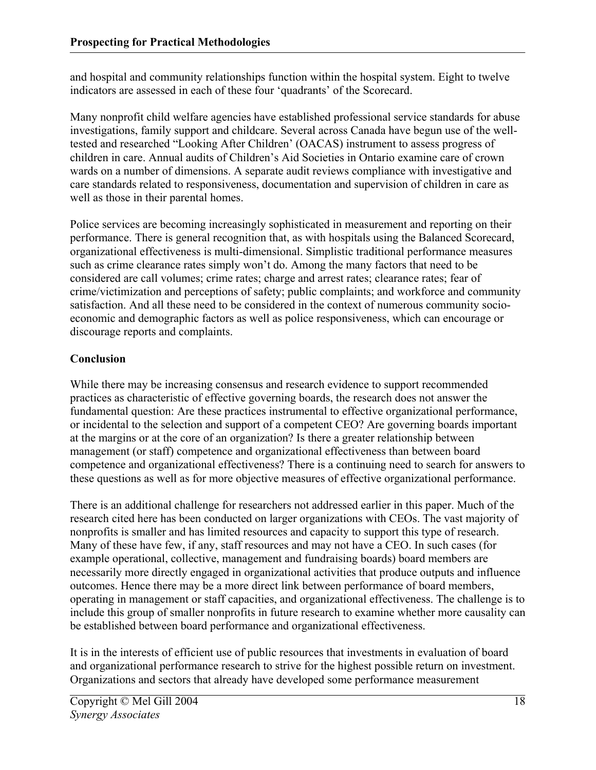and hospital and community relationships function within the hospital system. Eight to twelve indicators are assessed in each of these four 'quadrants' of the Scorecard.

Many nonprofit child welfare agencies have established professional service standards for abuse investigations, family support and childcare. Several across Canada have begun use of the well-tested and researched "Looking After Children' (OACAS) instrument to assess progress of children in care. Annual audits of Children's Aid Societies in Ontario examine care of crown wards on a number of dimensions. A separate audit reviews compliance with investigative and care standards related to responsiveness, documentation and supervision of children in care as well as those in their parental homes.

Police services are becoming increasingly sophisticated in measurement and reporting on their performance. There is general recognition that, as with hospitals using the Balanced Scorecard, organizational effectiveness is multi-dimensional. Simplistic traditional performance measures such as crime clearance rates simply won't do. Among the many factors that need to be considered are call volumes; crime rates; charge and arrest rates; clearance rates; fear of crime/victimization and perceptions of safety; public complaints; and workforce and community satisfaction. And all these need to be considered in the context of numerous community socio-economic and demographic factors as well as police responsiveness, which can encourage or discourage reports and complaints.

## Conclusion

While there may be increasing consensus and research evidence to support recommended practices as characteristic of effective governing boards, the research does not answer the fundamental question: Are these practices instrumental to effective organizational performance, or incidental to the selection and support of a competent CEO? Are governing boards important at the margins or at the core of an organization? Is there a greater relationship between management (or staff) competence and organizational effectiveness than between board competence and organizational effectiveness? There is a continuing need to search for answers to these questions as well as for more objective measures of effective organizational performance.

There is an additional challenge for researchers not addressed earlier in this paper. Much of the research cited here has been conducted on larger organizations with CEOs. The vast majority of nonprofits is smaller and has limited resources and capacity to support this type of research. Many of these have few, if any, staff resources and may not have a CEO. In such cases (for example operational, collective, management and fundraising boards) board members are necessarily more directly engaged in organizational activities that produce outputs and influence outcomes. Hence there may be a more direct link between performance of board members, operating in management or staff capacities, and organizational effectiveness. The challenge is to include this group of smaller nonprofits in future research to examine whether more causality can be established between board performance and organizational effectiveness.

It is in the interests of efficient use of public resources that investments in evaluation of board and organizational performance research to strive for the highest possible return on investment. Organizations and sectors that already have developed some performance measurement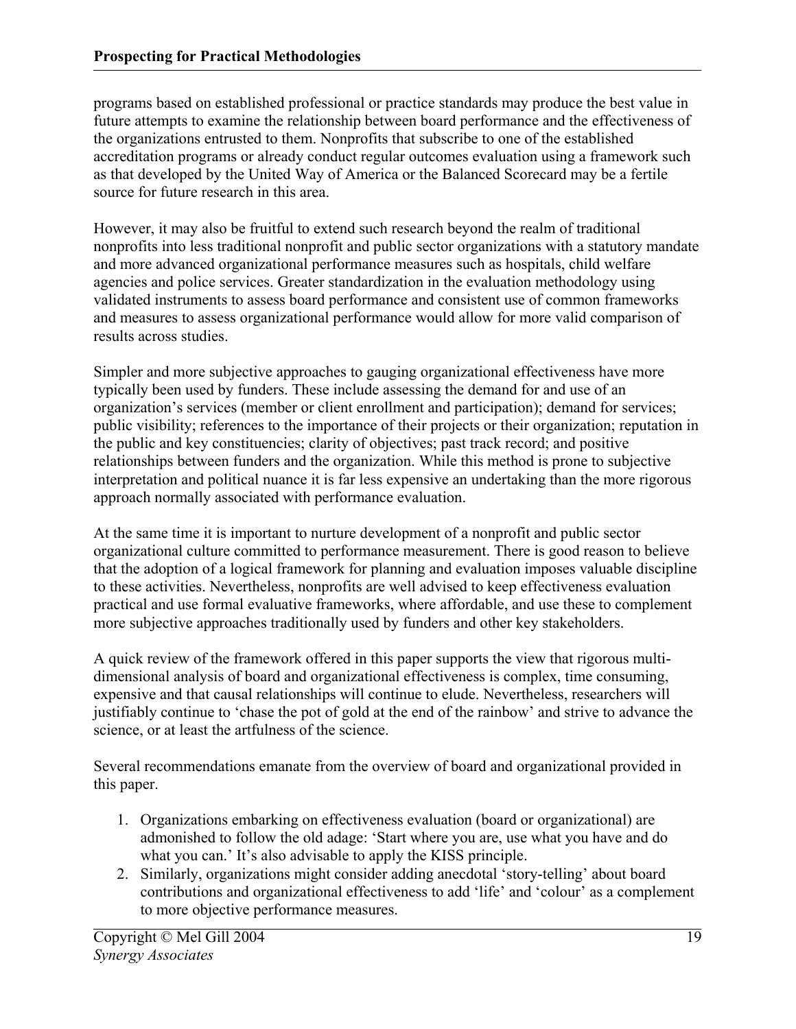programs based on established professional or practice standards may produce the best value in future attempts to examine the relationship between board performance and the effectiveness of the organizations entrusted to them. Nonprofits that subscribe to one of the established accreditation programs or already conduct regular outcomes evaluation using a framework such as that developed by the United Way of America or the Balanced Scorecard may be a fertile source for future research in this area.

However, it may also be fruitful to extend such research beyond the realm of traditional nonprofits into less traditional nonprofit and public sector organizations with a statutory mandate and more advanced organizational performance measures such as hospitals, child welfare agencies and police services. Greater standardization in the evaluation methodology using validated instruments to assess board performance and consistent use of common frameworks and measures to assess organizational performance would allow for more valid comparison of results across studies.

Simpler and more subjective approaches to gauging organizational effectiveness have more typically been used by funders. These include assessing the demand for and use of an organization's services (member or client enrollment and participation); demand for services; public visibility; references to the importance of their projects or their organization; reputation in the public and key constituencies; clarity of objectives; past track record; and positive relationships between funders and the organization. While this method is prone to subjective interpretation and political nuance it is far less expensive an undertaking than the more rigorous approach normally associated with performance evaluation.

At the same time it is important to nurture development of a nonprofit and public sector organizational culture committed to performance measurement. There is good reason to believe that the adoption of a logical framework for planning and evaluation imposes valuable discipline to these activities. Nevertheless, nonprofits are well advised to keep effectiveness evaluation practical and use formal evaluative frameworks, where affordable, and use these to complement more subjective approaches traditionally used by funders and other key stakeholders.

A quick review of the framework offered in this paper supports the view that rigorous multi-dimensional analysis of board and organizational effectiveness is complex, time consuming, expensive and that causal relationships will continue to elude. Nevertheless, researchers will justifiably continue to 'chase the pot of gold at the end of the rainbow' and strive to advance the science, or at least the artfulness of the science.

Several recommendations emanate from the overview of board and organizational provided in this paper.

1. Organizations embarking on effectiveness evaluation (board or organizational) are admonished to follow the old adage: 'Start where you are, use what you have and do what you can.' It's also advisable to apply the KISS principle.
2. Similarly, organizations might consider adding anecdotal 'story-telling' about board contributions and organizational effectiveness to add 'life' and 'colour' as a complement to more objective performance measures.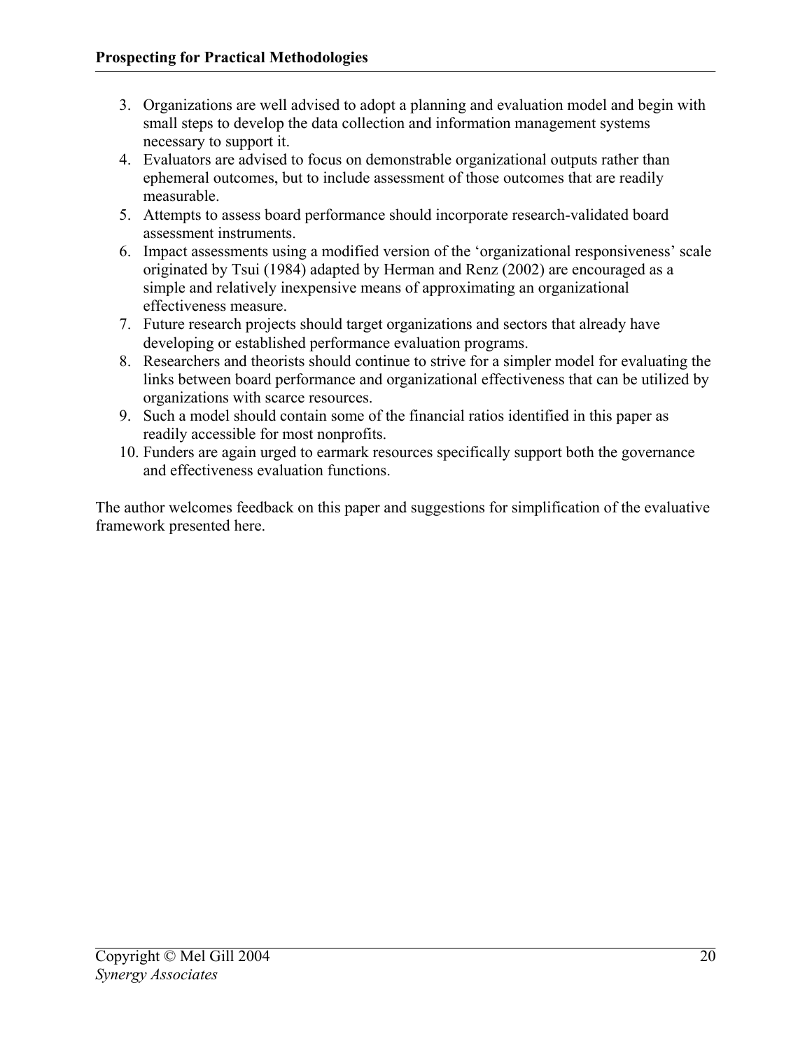3. Organizations are well advised to adopt a planning and evaluation model and begin with small steps to develop the data collection and information management systems necessary to support it.
4. Evaluators are advised to focus on demonstrable organizational outputs rather than ephemeral outcomes, but to include assessment of those outcomes that are readily measurable.
5. Attempts to assess board performance should incorporate research-validated board assessment instruments.
6. Impact assessments using a modified version of the 'organizational responsiveness' scale originated by Tsui (1984) adapted by Herman and Renz (2002) are encouraged as a simple and relatively inexpensive means of approximating an organizational effectiveness measure.
7. Future research projects should target organizations and sectors that already have developing or established performance evaluation programs.
8. Researchers and theorists should continue to strive for a simpler model for evaluating the links between board performance and organizational effectiveness that can be utilized by organizations with scarce resources.
9. Such a model should contain some of the financial ratios identified in this paper as readily accessible for most nonprofits.
10. Funders are again urged to earmark resources specifically support both the governance and effectiveness evaluation functions.

The author welcomes feedback on this paper and suggestions for simplification of the evaluative framework presented here.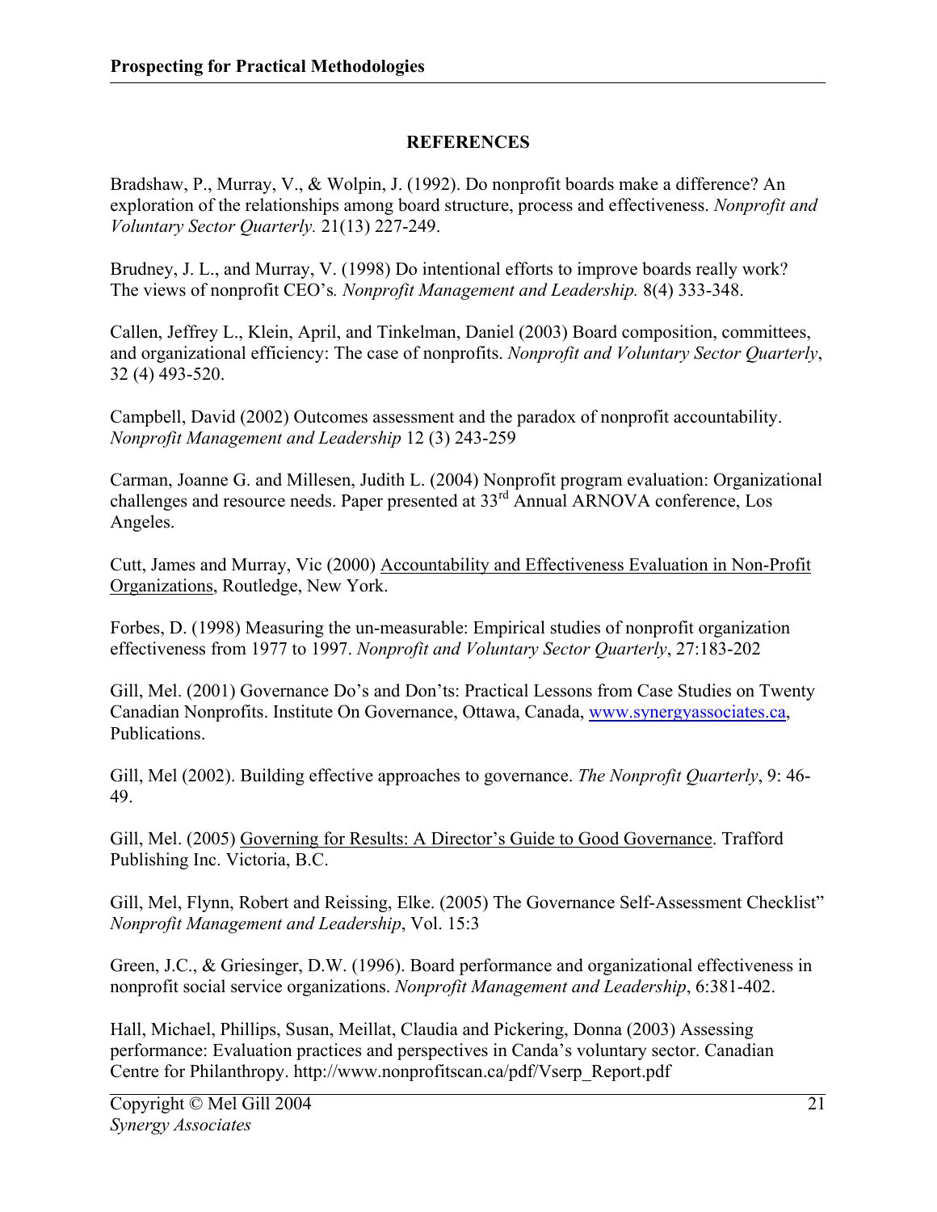## REFERENCES

Bradshaw, P., Murray, V., & Wolpin, J. (1992). Do nonprofit boards make a difference? An exploration of the relationships among board structure, process and effectiveness. *Nonprofit and Voluntary Sector Quarterly.* 21(13) 227-249.

Brudney, J. L., and Murray, V. (1998) Do intentional efforts to improve boards really work? The views of nonprofit CEO's*. Nonprofit Management and Leadership.* 8(4) 333-348.

Callen, Jeffrey L., Klein, April, and Tinkelman, Daniel (2003) Board composition, committees, and organizational efficiency: The case of nonprofits. *Nonprofit and Voluntary Sector Quarterly*, 32 (4) 493-520.

Campbell, David (2002) Outcomes assessment and the paradox of nonprofit accountability. *Nonprofit Management and Leadership* 12 (3) 243-259

Carman, Joanne G. and Millesen, Judith L. (2004) Nonprofit program evaluation: Organizational challenges and resource needs. Paper presented at 33rd Annual ARNOVA conference, Los Angeles.

Cutt, James and Murray, Vic (2000) Accountability and Effectiveness Evaluation in Non-Profit Organizations, Routledge, New York.

Forbes, D. (1998) Measuring the un-measurable: Empirical studies of nonprofit organization effectiveness from 1977 to 1997. *Nonprofit and Voluntary Sector Quarterly*, 27:183-202

Gill, Mel. (2001) Governance Do's and Don'ts: Practical Lessons from Case Studies on Twenty Canadian Nonprofits. Institute On Governance, Ottawa, Canada, www.synergyassociates.ca, Publications.

Gill, Mel (2002). Building effective approaches to governance. *The Nonprofit Quarterly*, 9: 46-49.

Gill, Mel. (2005) Governing for Results: A Director's Guide to Good Governance. Trafford Publishing Inc. Victoria, B.C.

Gill, Mel, Flynn, Robert and Reissing, Elke. (2005) The Governance Self-Assessment Checklist" *Nonprofit Management and Leadership*, Vol. 15:3

Green, J.C., & Griesinger, D.W. (1996). Board performance and organizational effectiveness in nonprofit social service organizations. *Nonprofit Management and Leadership*, 6:381-402.

Hall, Michael, Phillips, Susan, Meillat, Claudia and Pickering, Donna (2003) Assessing performance: Evaluation practices and perspectives in Canda's voluntary sector. Canadian Centre for Philanthropy. http://www.nonprofitscan.ca/pdf/Vserp_Report.pdf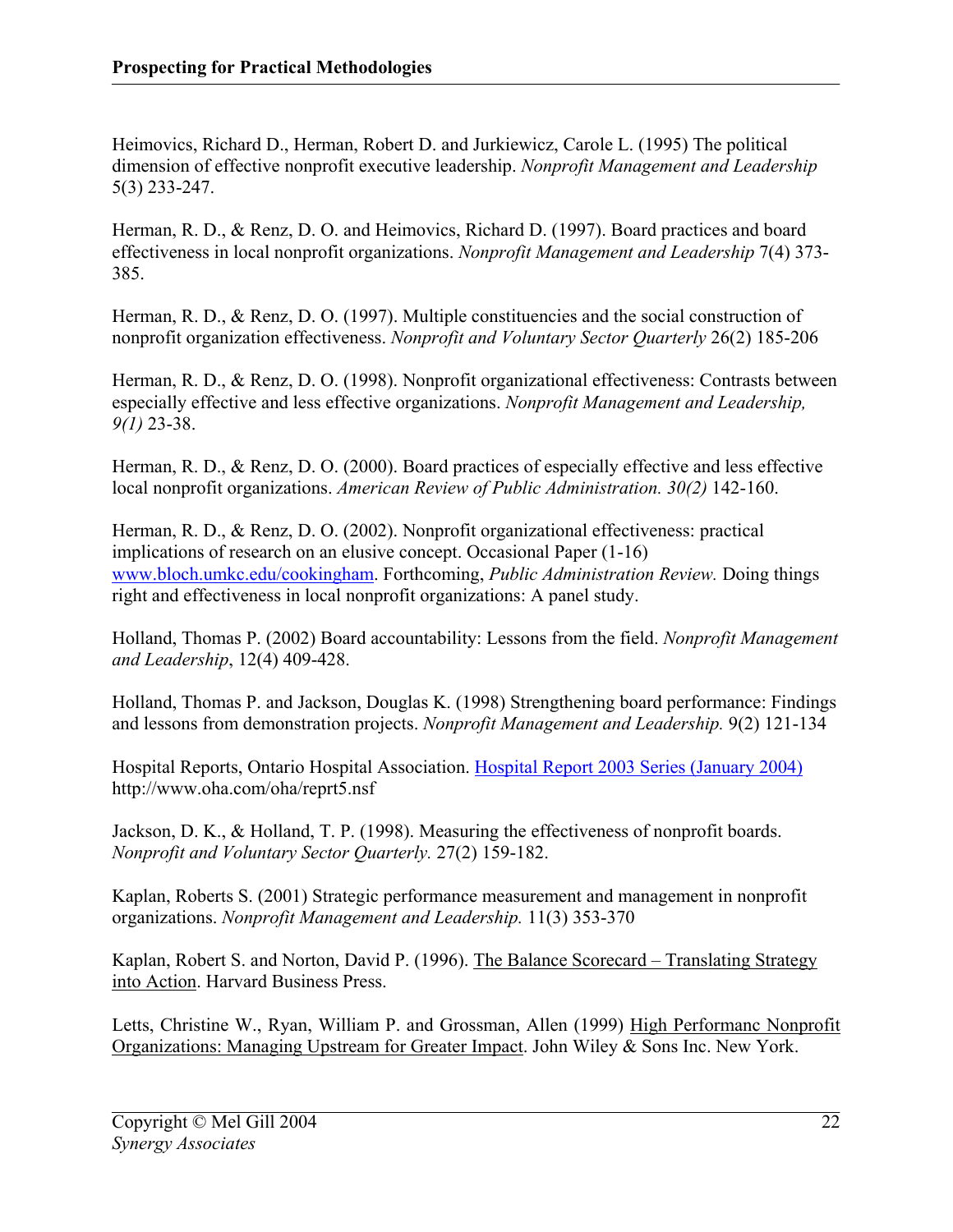Heimovics, Richard D., Herman, Robert D. and Jurkiewicz, Carole L. (1995) The political dimension of effective nonprofit executive leadership. *Nonprofit Management and Leadership* 5(3) 233-247.

Herman, R. D., & Renz, D. O. and Heimovics, Richard D. (1997). Board practices and board effectiveness in local nonprofit organizations. *Nonprofit Management and Leadership* 7(4) 373-385.

Herman, R. D., & Renz, D. O. (1997). Multiple constituencies and the social construction of nonprofit organization effectiveness. *Nonprofit and Voluntary Sector Quarterly* 26(2) 185-206

Herman, R. D., & Renz, D. O. (1998). Nonprofit organizational effectiveness: Contrasts between especially effective and less effective organizations. *Nonprofit Management and Leadership, 9(1)* 23-38.

Herman, R. D., & Renz, D. O. (2000). Board practices of especially effective and less effective local nonprofit organizations. *American Review of Public Administration. 30(2)* 142-160.

Herman, R. D., & Renz, D. O. (2002). Nonprofit organizational effectiveness: practical implications of research on an elusive concept. Occasional Paper (1-16) www.bloch.umkc.edu/cookingham. Forthcoming, *Public Administration Review.* Doing things right and effectiveness in local nonprofit organizations: A panel study.

Holland, Thomas P. (2002) Board accountability: Lessons from the field. *Nonprofit Management and Leadership*, 12(4) 409-428.

Holland, Thomas P. and Jackson, Douglas K. (1998) Strengthening board performance: Findings and lessons from demonstration projects. *Nonprofit Management and Leadership.* 9(2) 121-134

Hospital Reports, Ontario Hospital Association. Hospital Report 2003 Series (January 2004) http://www.oha.com/oha/reprt5.nsf

Jackson, D. K., & Holland, T. P. (1998). Measuring the effectiveness of nonprofit boards. *Nonprofit and Voluntary Sector Quarterly.* 27(2) 159-182.

Kaplan, Roberts S. (2001) Strategic performance measurement and management in nonprofit organizations. *Nonprofit Management and Leadership.* 11(3) 353-370

Kaplan, Robert S. and Norton, David P. (1996). The Balance Scorecard – Translating Strategy into Action. Harvard Business Press.

Letts, Christine W., Ryan, William P. and Grossman, Allen (1999) High Performanc Nonprofit Organizations: Managing Upstream for Greater Impact. John Wiley & Sons Inc. New York.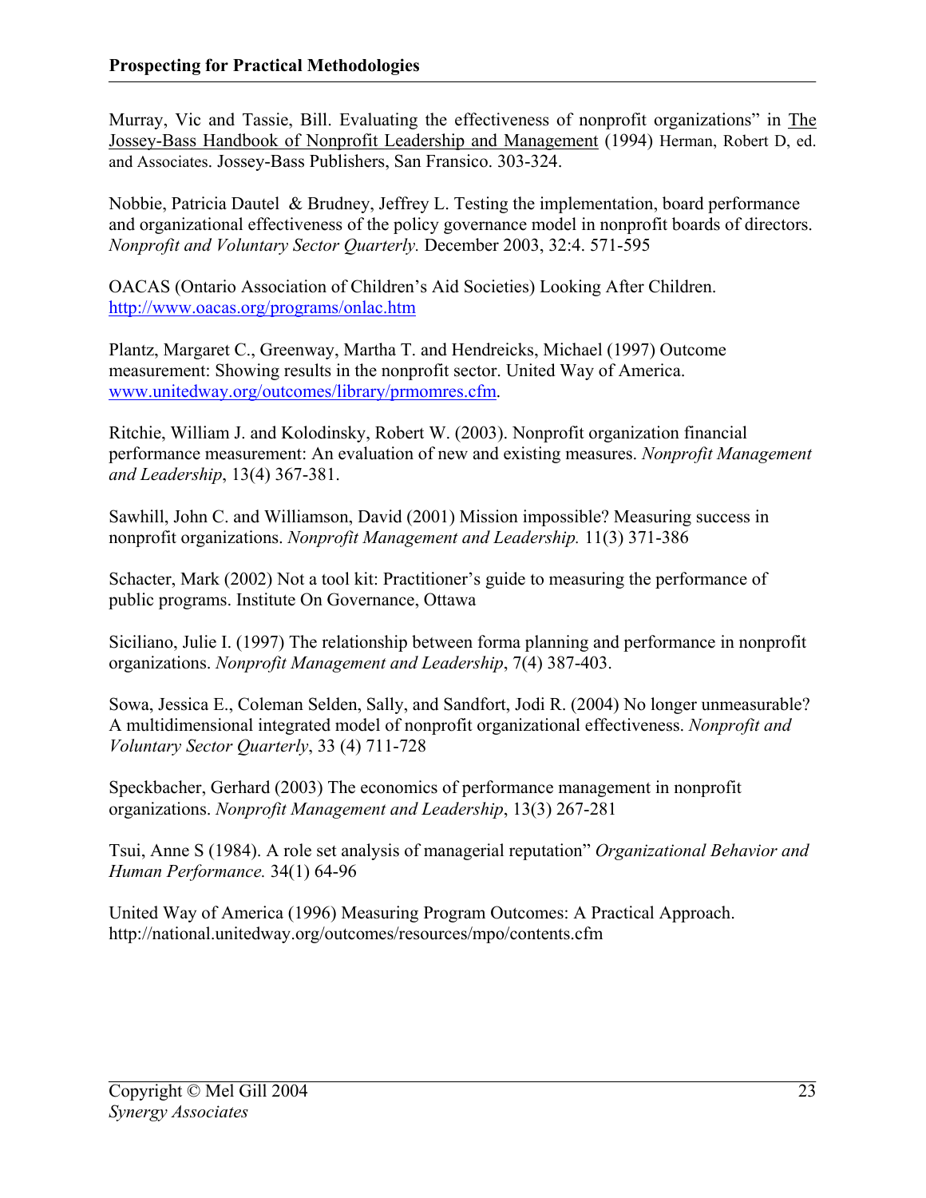Murray, Vic and Tassie, Bill. Evaluating the effectiveness of nonprofit organizations" in The Jossey-Bass Handbook of Nonprofit Leadership and Management (1994) Herman, Robert D, ed. and Associates. Jossey-Bass Publishers, San Fransico. 303-324.

Nobbie, Patricia Dautel & Brudney, Jeffrey L. Testing the implementation, board performance and organizational effectiveness of the policy governance model in nonprofit boards of directors. *Nonprofit and Voluntary Sector Quarterly.* December 2003, 32:4. 571-595

OACAS (Ontario Association of Children's Aid Societies) Looking After Children. http://www.oacas.org/programs/onlac.htm

Plantz, Margaret C., Greenway, Martha T. and Hendreicks, Michael (1997) Outcome measurement: Showing results in the nonprofit sector. United Way of America. www.unitedway.org/outcomes/library/prmomres.cfm.

Ritchie, William J. and Kolodinsky, Robert W. (2003). Nonprofit organization financial performance measurement: An evaluation of new and existing measures. *Nonprofit Management and Leadership*, 13(4) 367-381.

Sawhill, John C. and Williamson, David (2001) Mission impossible? Measuring success in nonprofit organizations. *Nonprofit Management and Leadership.* 11(3) 371-386

Schacter, Mark (2002) Not a tool kit: Practitioner's guide to measuring the performance of public programs. Institute On Governance, Ottawa

Siciliano, Julie I. (1997) The relationship between forma planning and performance in nonprofit organizations. *Nonprofit Management and Leadership*, 7(4) 387-403.

Sowa, Jessica E., Coleman Selden, Sally, and Sandfort, Jodi R. (2004) No longer unmeasurable? A multidimensional integrated model of nonprofit organizational effectiveness. *Nonprofit and Voluntary Sector Quarterly*, 33 (4) 711-728

Speckbacher, Gerhard (2003) The economics of performance management in nonprofit organizations. *Nonprofit Management and Leadership*, 13(3) 267-281

Tsui, Anne S (1984). A role set analysis of managerial reputation" *Organizational Behavior and Human Performance.* 34(1) 64-96

United Way of America (1996) Measuring Program Outcomes: A Practical Approach. http://national.unitedway.org/outcomes/resources/mpo/contents.cfm